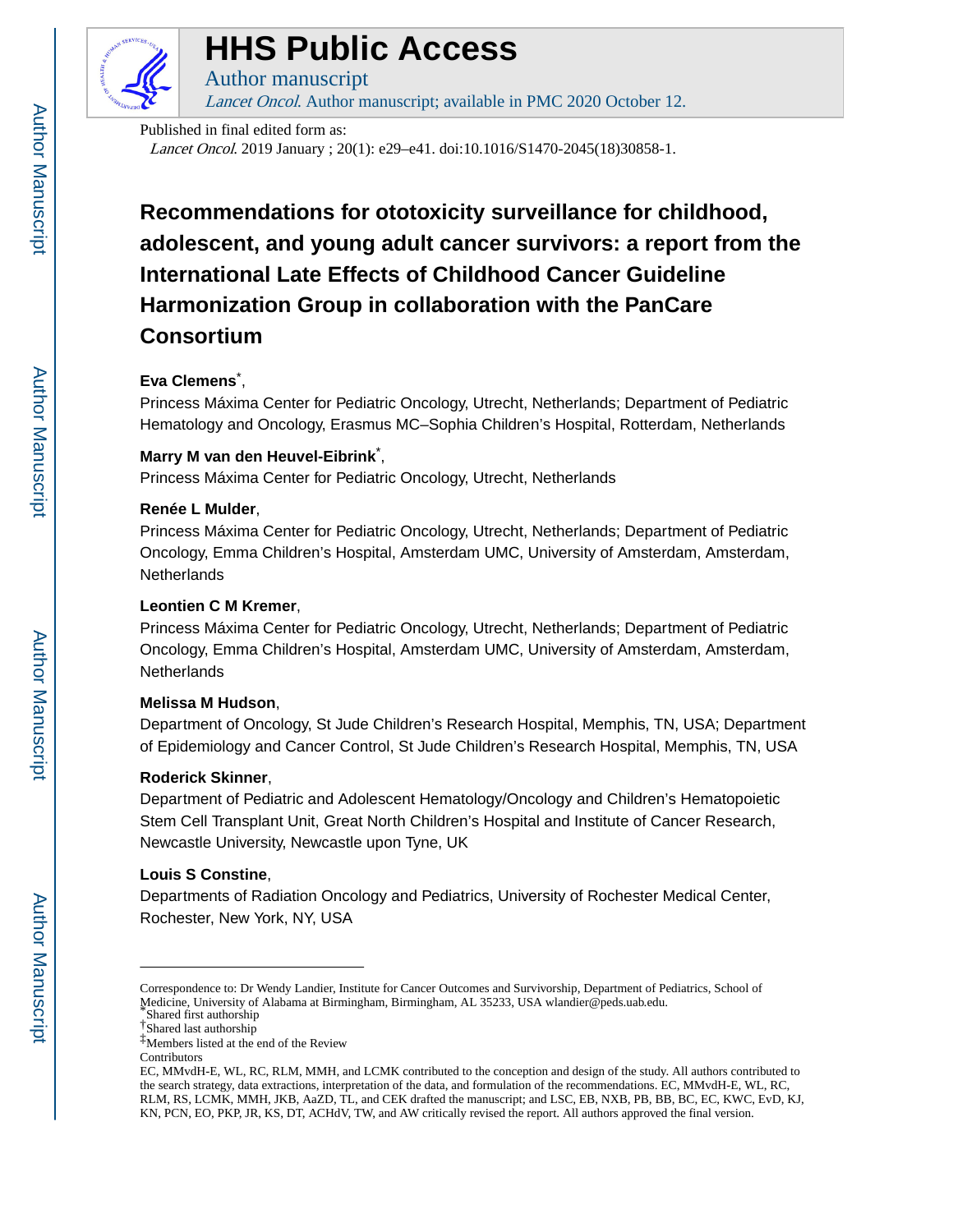# HHS Public Access

Author manuscript

*Lancet Oncol*. Author manuscript; available in PMC 2020 October 12.

Published in final edited form as:

*Lancet Oncol*. 2019 January ; 20(1): e29–e41. doi:10.1016/S1470-2045(18)30858-1.

# Recommendations for ototoxicity surveillance for childhood, adolescent, and young adult cancer survivors: a report from the International Late Effects of Childhood Cancer Guideline Harmonization Group in collaboration with the PanCare Consortium

**Eva Clemens**[*],

Princess Máxima Center for Pediatric Oncology, Utrecht, Netherlands; Department of Pediatric Hematology and Oncology, Erasmus MC–Sophia Children's Hospital, Rotterdam, Netherlands

**Marry M van den Heuvel-Eibrink**[*],

Princess Máxima Center for Pediatric Oncology, Utrecht, Netherlands

**Renée L Mulder**,

Princess Máxima Center for Pediatric Oncology, Utrecht, Netherlands; Department of Pediatric Oncology, Emma Children's Hospital, Amsterdam UMC, University of Amsterdam, Amsterdam, Netherlands

**Leontien C M Kremer**,

Princess Máxima Center for Pediatric Oncology, Utrecht, Netherlands; Department of Pediatric Oncology, Emma Children's Hospital, Amsterdam UMC, University of Amsterdam, Amsterdam, Netherlands

**Melissa M Hudson**,

Department of Oncology, St Jude Children's Research Hospital, Memphis, TN, USA; Department of Epidemiology and Cancer Control, St Jude Children's Research Hospital, Memphis, TN, USA

**Roderick Skinner**,

Department of Pediatric and Adolescent Hematology/Oncology and Children's Hematopoietic Stem Cell Transplant Unit, Great North Children's Hospital and Institute of Cancer Research, Newcastle University, Newcastle upon Tyne, UK

**Louis S Constine**,

Departments of Radiation Oncology and Pediatrics, University of Rochester Medical Center, Rochester, New York, NY, USA

---

Correspondence to: Dr Wendy Landier, Institute for Cancer Outcomes and Survivorship, Department of Pediatrics, School of Medicine, University of Alabama at Birmingham, Birmingham, AL 35233, USA wlandier@peds.uab.edu.

[*]Shared first authorship

[†]Shared last authorship

[‡]Members listed at the end of the Review

Contributors

EC, MMvdH-E, WL, RC, RLM, MMH, and LCMK contributed to the conception and design of the study. All authors contributed to the search strategy, data extractions, interpretation of the data, and formulation of the recommendations. EC, MMvdH-E, WL, RC, RLM, RS, LCMK, MMH, JKB, AaZD, TL, and CEK drafted the manuscript; and LSC, EB, NXB, PB, BB, BC, EC, KWC, EvD, KJ, KN, PCN, EO, PKP, JR, KS, DT, ACHdV, TW, and AW critically revised the report. All authors approved the final version.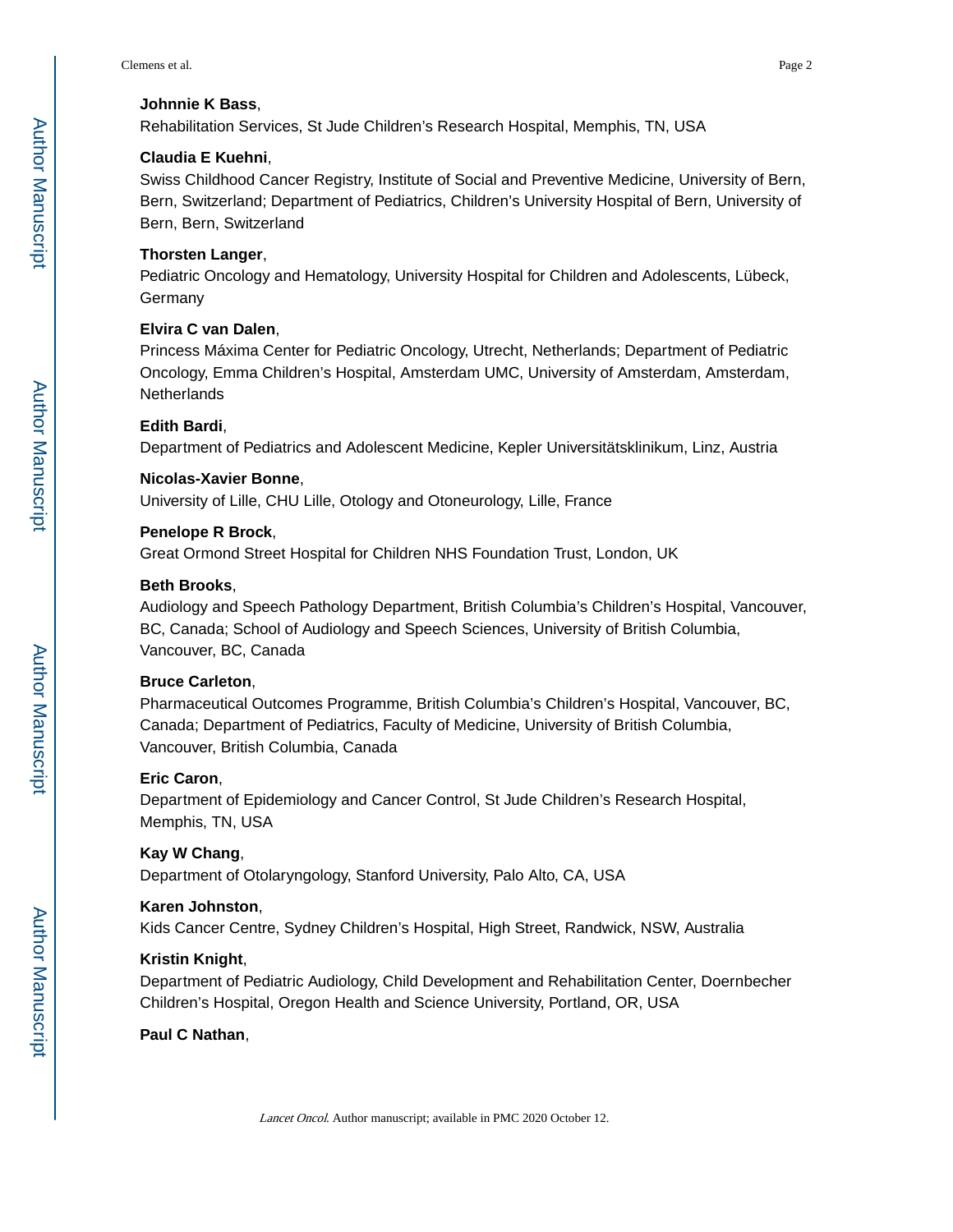**Johnnie K Bass**,

Rehabilitation Services, St Jude Children's Research Hospital, Memphis, TN, USA

**Claudia E Kuehni**,

Swiss Childhood Cancer Registry, Institute of Social and Preventive Medicine, University of Bern, Bern, Switzerland; Department of Pediatrics, Children's University Hospital of Bern, University of Bern, Bern, Switzerland

**Thorsten Langer**,

Pediatric Oncology and Hematology, University Hospital for Children and Adolescents, Lübeck, Germany

**Elvira C van Dalen**,

Princess Máxima Center for Pediatric Oncology, Utrecht, Netherlands; Department of Pediatric Oncology, Emma Children's Hospital, Amsterdam UMC, University of Amsterdam, Amsterdam, Netherlands

**Edith Bardi**,

Department of Pediatrics and Adolescent Medicine, Kepler Universitätsklinikum, Linz, Austria

**Nicolas-Xavier Bonne**,

University of Lille, CHU Lille, Otology and Otoneurology, Lille, France

**Penelope R Brock**,

Great Ormond Street Hospital for Children NHS Foundation Trust, London, UK

**Beth Brooks**,

Audiology and Speech Pathology Department, British Columbia's Children's Hospital, Vancouver, BC, Canada; School of Audiology and Speech Sciences, University of British Columbia, Vancouver, BC, Canada

**Bruce Carleton**,

Pharmaceutical Outcomes Programme, British Columbia's Children's Hospital, Vancouver, BC, Canada; Department of Pediatrics, Faculty of Medicine, University of British Columbia, Vancouver, British Columbia, Canada

**Eric Caron**,

Department of Epidemiology and Cancer Control, St Jude Children's Research Hospital, Memphis, TN, USA

**Kay W Chang**,

Department of Otolaryngology, Stanford University, Palo Alto, CA, USA

**Karen Johnston**,

Kids Cancer Centre, Sydney Children's Hospital, High Street, Randwick, NSW, Australia

**Kristin Knight**,

Department of Pediatric Audiology, Child Development and Rehabilitation Center, Doernbecher Children's Hospital, Oregon Health and Science University, Portland, OR, USA

**Paul C Nathan**,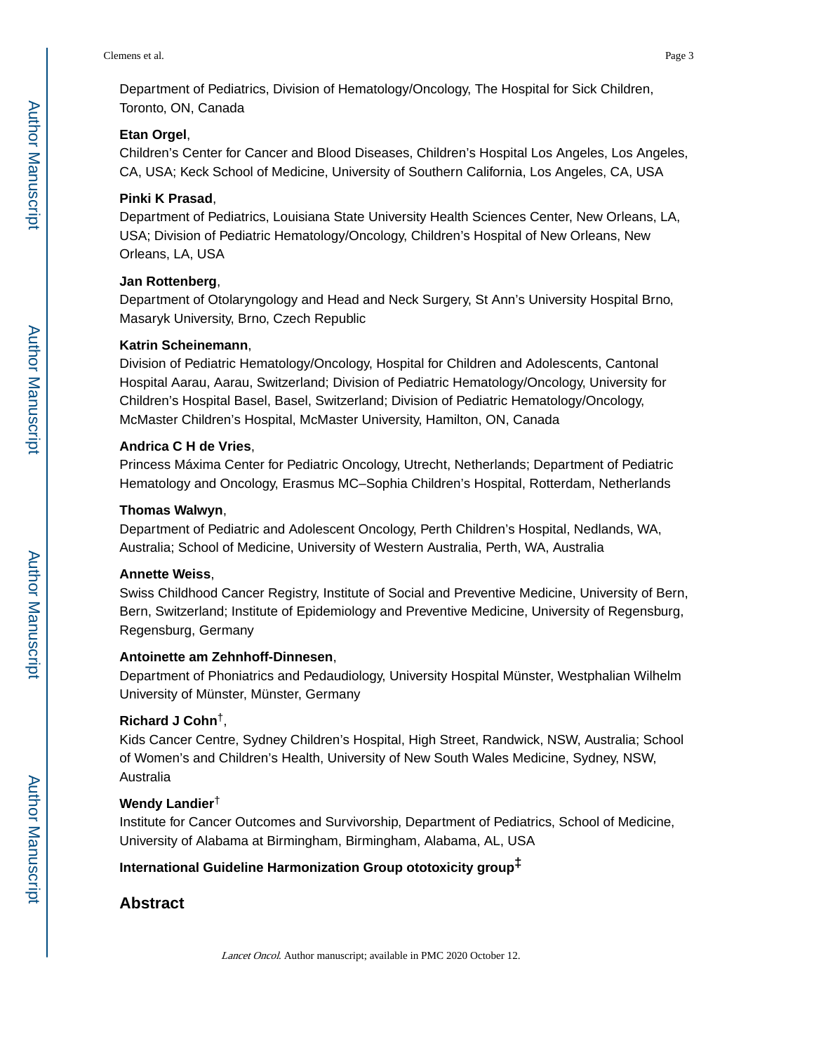Department of Pediatrics, Division of Hematology/Oncology, The Hospital for Sick Children, Toronto, ON, Canada

**Etan Orgel**,

Children's Center for Cancer and Blood Diseases, Children's Hospital Los Angeles, Los Angeles, CA, USA; Keck School of Medicine, University of Southern California, Los Angeles, CA, USA

**Pinki K Prasad**,

Department of Pediatrics, Louisiana State University Health Sciences Center, New Orleans, LA, USA; Division of Pediatric Hematology/Oncology, Children's Hospital of New Orleans, New Orleans, LA, USA

**Jan Rottenberg**,

Department of Otolaryngology and Head and Neck Surgery, St Ann's University Hospital Brno, Masaryk University, Brno, Czech Republic

**Katrin Scheinemann**,

Division of Pediatric Hematology/Oncology, Hospital for Children and Adolescents, Cantonal Hospital Aarau, Aarau, Switzerland; Division of Pediatric Hematology/Oncology, University for Children's Hospital Basel, Basel, Switzerland; Division of Pediatric Hematology/Oncology, McMaster Children's Hospital, McMaster University, Hamilton, ON, Canada

**Andrica C H de Vries**,

Princess Máxima Center for Pediatric Oncology, Utrecht, Netherlands; Department of Pediatric Hematology and Oncology, Erasmus MC–Sophia Children's Hospital, Rotterdam, Netherlands

**Thomas Walwyn**,

Department of Pediatric and Adolescent Oncology, Perth Children's Hospital, Nedlands, WA, Australia; School of Medicine, University of Western Australia, Perth, WA, Australia

**Annette Weiss**,

Swiss Childhood Cancer Registry, Institute of Social and Preventive Medicine, University of Bern, Bern, Switzerland; Institute of Epidemiology and Preventive Medicine, University of Regensburg, Regensburg, Germany

**Antoinette am Zehnhoff-Dinnesen**,

Department of Phoniatrics and Pedaudiology, University Hospital Münster, Westphalian Wilhelm University of Münster, Münster, Germany

**Richard J Cohn**[†],

Kids Cancer Centre, Sydney Children's Hospital, High Street, Randwick, NSW, Australia; School of Women's and Children's Health, University of New South Wales Medicine, Sydney, NSW, Australia

**Wendy Landier**[†]

Institute for Cancer Outcomes and Survivorship, Department of Pediatrics, School of Medicine, University of Alabama at Birmingham, Birmingham, Alabama, AL, USA

**International Guideline Harmonization Group ototoxicity group**[‡]

## Abstract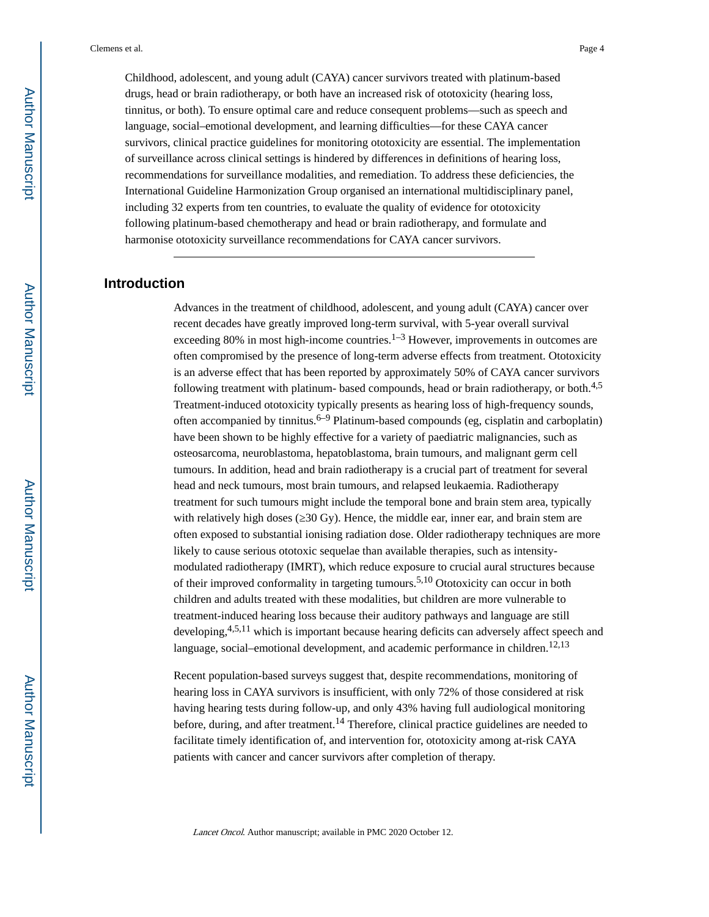Childhood, adolescent, and young adult (CAYA) cancer survivors treated with platinum-based drugs, head or brain radiotherapy, or both have an increased risk of ototoxicity (hearing loss, tinnitus, or both). To ensure optimal care and reduce consequent problems—such as speech and language, social–emotional development, and learning difficulties—for these CAYA cancer survivors, clinical practice guidelines for monitoring ototoxicity are essential. The implementation of surveillance across clinical settings is hindered by differences in definitions of hearing loss, recommendations for surveillance modalities, and remediation. To address these deficiencies, the International Guideline Harmonization Group organised an international multidisciplinary panel, including 32 experts from ten countries, to evaluate the quality of evidence for ototoxicity following platinum-based chemotherapy and head or brain radiotherapy, and formulate and harmonise ototoxicity surveillance recommendations for CAYA cancer survivors.

## Introduction

Advances in the treatment of childhood, adolescent, and young adult (CAYA) cancer over recent decades have greatly improved long-term survival, with 5-year overall survival exceeding 80% in most high-income countries.[1–3] However, improvements in outcomes are often compromised by the presence of long-term adverse effects from treatment. Ototoxicity is an adverse effect that has been reported by approximately 50% of CAYA cancer survivors following treatment with platinum- based compounds, head or brain radiotherapy, or both.[4,5] Treatment-induced ototoxicity typically presents as hearing loss of high-frequency sounds, often accompanied by tinnitus.[6–9] Platinum-based compounds (eg, cisplatin and carboplatin) have been shown to be highly effective for a variety of paediatric malignancies, such as osteosarcoma, neuroblastoma, hepatoblastoma, brain tumours, and malignant germ cell tumours. In addition, head and brain radiotherapy is a crucial part of treatment for several head and neck tumours, most brain tumours, and relapsed leukaemia. Radiotherapy treatment for such tumours might include the temporal bone and brain stem area, typically with relatively high doses (≥30 Gy). Hence, the middle ear, inner ear, and brain stem are often exposed to substantial ionising radiation dose. Older radiotherapy techniques are more likely to cause serious ototoxic sequelae than available therapies, such as intensity-modulated radiotherapy (IMRT), which reduce exposure to crucial aural structures because of their improved conformality in targeting tumours.[5,10] Ototoxicity can occur in both children and adults treated with these modalities, but children are more vulnerable to treatment-induced hearing loss because their auditory pathways and language are still developing,[4,5,11] which is important because hearing deficits can adversely affect speech and language, social–emotional development, and academic performance in children.[12,13]

Recent population-based surveys suggest that, despite recommendations, monitoring of hearing loss in CAYA survivors is insufficient, with only 72% of those considered at risk having hearing tests during follow-up, and only 43% having full audiological monitoring before, during, and after treatment.[14] Therefore, clinical practice guidelines are needed to facilitate timely identification of, and intervention for, ototoxicity among at-risk CAYA patients with cancer and cancer survivors after completion of therapy.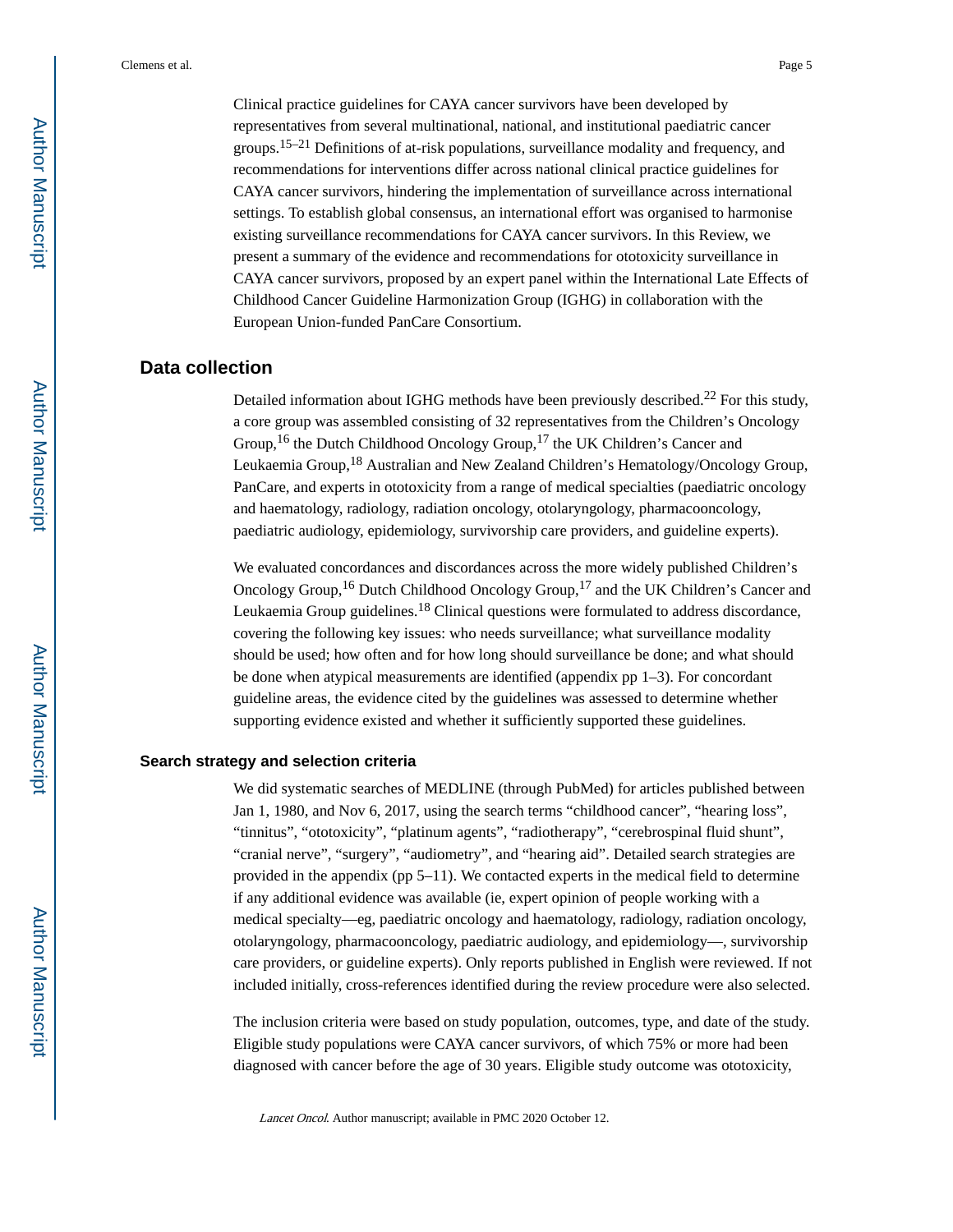Clinical practice guidelines for CAYA cancer survivors have been developed by representatives from several multinational, national, and institutional paediatric cancer groups.[15–21] Definitions of at-risk populations, surveillance modality and frequency, and recommendations for interventions differ across national clinical practice guidelines for CAYA cancer survivors, hindering the implementation of surveillance across international settings. To establish global consensus, an international effort was organised to harmonise existing surveillance recommendations for CAYA cancer survivors. In this Review, we present a summary of the evidence and recommendations for ototoxicity surveillance in CAYA cancer survivors, proposed by an expert panel within the International Late Effects of Childhood Cancer Guideline Harmonization Group (IGHG) in collaboration with the European Union-funded PanCare Consortium.

## Data collection

Detailed information about IGHG methods have been previously described.[22] For this study, a core group was assembled consisting of 32 representatives from the Children's Oncology Group,[16] the Dutch Childhood Oncology Group,[17] the UK Children's Cancer and Leukaemia Group,[18] Australian and New Zealand Children's Hematology/Oncology Group, PanCare, and experts in ototoxicity from a range of medical specialties (paediatric oncology and haematology, radiology, radiation oncology, otolaryngology, pharmacooncology, paediatric audiology, epidemiology, survivorship care providers, and guideline experts).

We evaluated concordances and discordances across the more widely published Children's Oncology Group,[16] Dutch Childhood Oncology Group,[17] and the UK Children's Cancer and Leukaemia Group guidelines.[18] Clinical questions were formulated to address discordance, covering the following key issues: who needs surveillance; what surveillance modality should be used; how often and for how long should surveillance be done; and what should be done when atypical measurements are identified (appendix pp 1–3). For concordant guideline areas, the evidence cited by the guidelines was assessed to determine whether supporting evidence existed and whether it sufficiently supported these guidelines.

### Search strategy and selection criteria

We did systematic searches of MEDLINE (through PubMed) for articles published between Jan 1, 1980, and Nov 6, 2017, using the search terms "childhood cancer", "hearing loss", "tinnitus", "ototoxicity", "platinum agents", "radiotherapy", "cerebrospinal fluid shunt", "cranial nerve", "surgery", "audiometry", and "hearing aid". Detailed search strategies are provided in the appendix (pp 5–11). We contacted experts in the medical field to determine if any additional evidence was available (ie, expert opinion of people working with a medical specialty—eg, paediatric oncology and haematology, radiology, radiation oncology, otolaryngology, pharmacooncology, paediatric audiology, and epidemiology—, survivorship care providers, or guideline experts). Only reports published in English were reviewed. If not included initially, cross-references identified during the review procedure were also selected.

The inclusion criteria were based on study population, outcomes, type, and date of the study. Eligible study populations were CAYA cancer survivors, of which 75% or more had been diagnosed with cancer before the age of 30 years. Eligible study outcome was ototoxicity,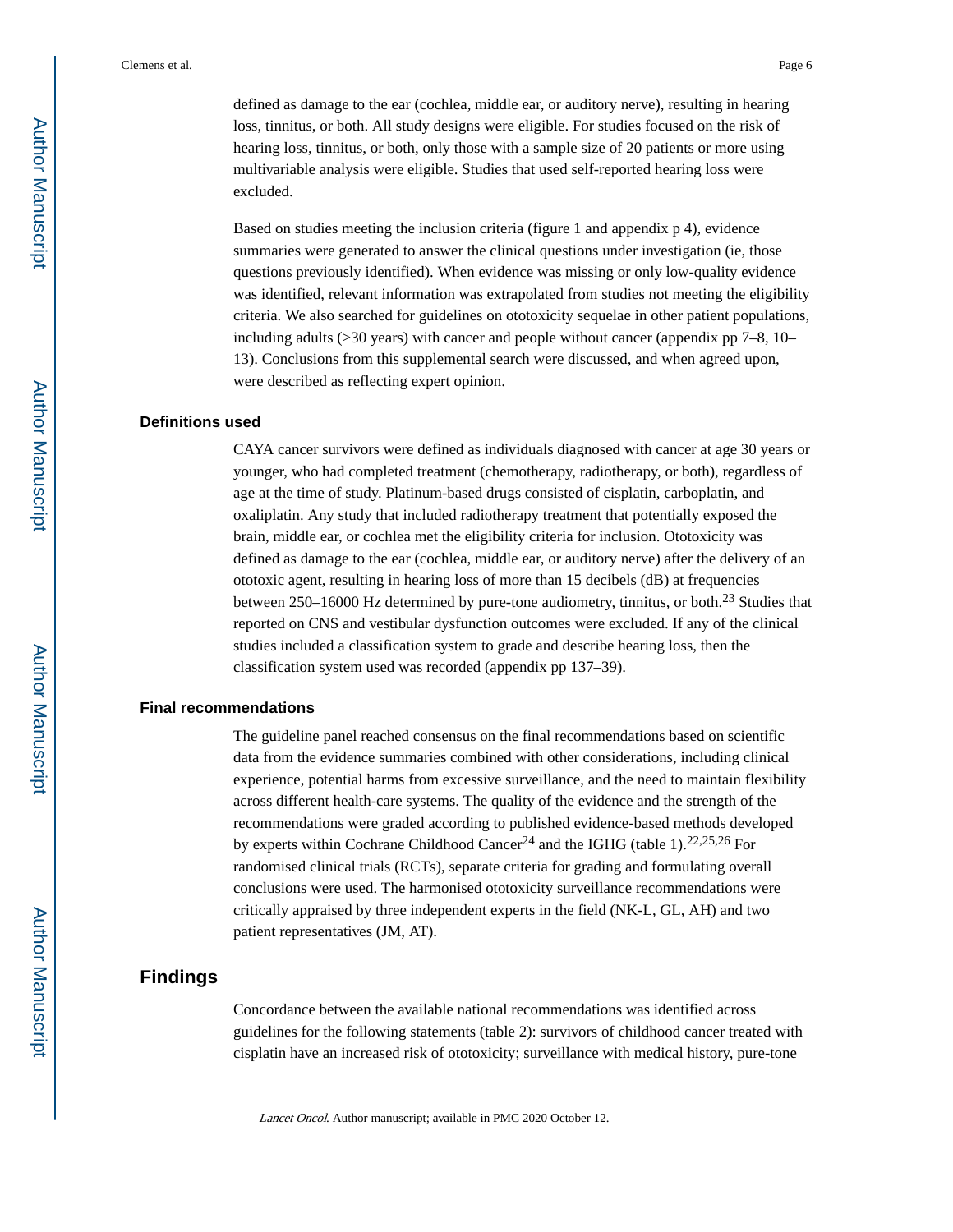defined as damage to the ear (cochlea, middle ear, or auditory nerve), resulting in hearing loss, tinnitus, or both. All study designs were eligible. For studies focused on the risk of hearing loss, tinnitus, or both, only those with a sample size of 20 patients or more using multivariable analysis were eligible. Studies that used self-reported hearing loss were excluded.

Based on studies meeting the inclusion criteria (figure 1 and appendix p 4), evidence summaries were generated to answer the clinical questions under investigation (ie, those questions previously identified). When evidence was missing or only low-quality evidence was identified, relevant information was extrapolated from studies not meeting the eligibility criteria. We also searched for guidelines on ototoxicity sequelae in other patient populations, including adults (>30 years) with cancer and people without cancer (appendix pp 7–8, 10–13). Conclusions from this supplemental search were discussed, and when agreed upon, were described as reflecting expert opinion.

### Definitions used

CAYA cancer survivors were defined as individuals diagnosed with cancer at age 30 years or younger, who had completed treatment (chemotherapy, radiotherapy, or both), regardless of age at the time of study. Platinum-based drugs consisted of cisplatin, carboplatin, and oxaliplatin. Any study that included radiotherapy treatment that potentially exposed the brain, middle ear, or cochlea met the eligibility criteria for inclusion. Ototoxicity was defined as damage to the ear (cochlea, middle ear, or auditory nerve) after the delivery of an ototoxic agent, resulting in hearing loss of more than 15 decibels (dB) at frequencies between 250–16000 Hz determined by pure-tone audiometry, tinnitus, or both.[23] Studies that reported on CNS and vestibular dysfunction outcomes were excluded. If any of the clinical studies included a classification system to grade and describe hearing loss, then the classification system used was recorded (appendix pp 137–39).

### Final recommendations

The guideline panel reached consensus on the final recommendations based on scientific data from the evidence summaries combined with other considerations, including clinical experience, potential harms from excessive surveillance, and the need to maintain flexibility across different health-care systems. The quality of the evidence and the strength of the recommendations were graded according to published evidence-based methods developed by experts within Cochrane Childhood Cancer[24] and the IGHG (table 1).[22,25,26] For randomised clinical trials (RCTs), separate criteria for grading and formulating overall conclusions were used. The harmonised ototoxicity surveillance recommendations were critically appraised by three independent experts in the field (NK-L, GL, AH) and two patient representatives (JM, AT).

## Findings

Concordance between the available national recommendations was identified across guidelines for the following statements (table 2): survivors of childhood cancer treated with cisplatin have an increased risk of ototoxicity; surveillance with medical history, pure-tone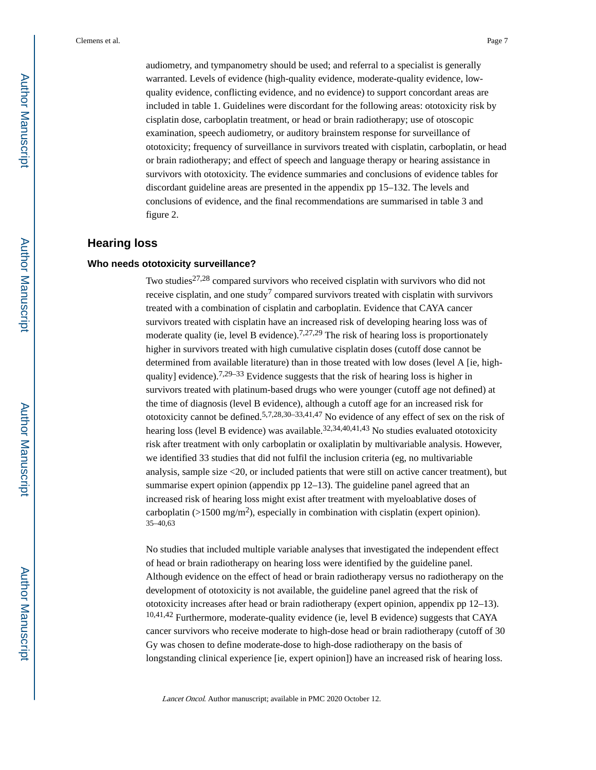audiometry, and tympanometry should be used; and referral to a specialist is generally warranted. Levels of evidence (high-quality evidence, moderate-quality evidence, low-quality evidence, conflicting evidence, and no evidence) to support concordant areas are included in table 1. Guidelines were discordant for the following areas: ototoxicity risk by cisplatin dose, carboplatin treatment, or head or brain radiotherapy; use of otoscopic examination, speech audiometry, or auditory brainstem response for surveillance of ototoxicity; frequency of surveillance in survivors treated with cisplatin, carboplatin, or head or brain radiotherapy; and effect of speech and language therapy or hearing assistance in survivors with ototoxicity. The evidence summaries and conclusions of evidence tables for discordant guideline areas are presented in the appendix pp 15–132. The levels and conclusions of evidence, and the final recommendations are summarised in table 3 and figure 2.

## Hearing loss

### Who needs ototoxicity surveillance?

Two studies[27,28] compared survivors who received cisplatin with survivors who did not receive cisplatin, and one study[7] compared survivors treated with cisplatin with survivors treated with a combination of cisplatin and carboplatin. Evidence that CAYA cancer survivors treated with cisplatin have an increased risk of developing hearing loss was of moderate quality (ie, level B evidence).[7,27,29] The risk of hearing loss is proportionately higher in survivors treated with high cumulative cisplatin doses (cutoff dose cannot be determined from available literature) than in those treated with low doses (level A [ie, high-quality] evidence).[7,29–33] Evidence suggests that the risk of hearing loss is higher in survivors treated with platinum-based drugs who were younger (cutoff age not defined) at the time of diagnosis (level B evidence), although a cutoff age for an increased risk for ototoxicity cannot be defined.[5,7,28,30–33,41,47] No evidence of any effect of sex on the risk of hearing loss (level B evidence) was available.[32,34,40,41,43] No studies evaluated ototoxicity risk after treatment with only carboplatin or oxaliplatin by multivariable analysis. However, we identified 33 studies that did not fulfil the inclusion criteria (eg, no multivariable analysis, sample size <20, or included patients that were still on active cancer treatment), but summarise expert opinion (appendix pp 12–13). The guideline panel agreed that an increased risk of hearing loss might exist after treatment with myeloablative doses of carboplatin (>1500 mg/m$^2$), especially in combination with cisplatin (expert opinion).[35–40,63]

No studies that included multiple variable analyses that investigated the independent effect of head or brain radiotherapy on hearing loss were identified by the guideline panel. Although evidence on the effect of head or brain radiotherapy versus no radiotherapy on the development of ototoxicity is not available, the guideline panel agreed that the risk of ototoxicity increases after head or brain radiotherapy (expert opinion, appendix pp 12–13).[10,41,42] Furthermore, moderate-quality evidence (ie, level B evidence) suggests that CAYA cancer survivors who receive moderate to high-dose head or brain radiotherapy (cutoff of 30 Gy was chosen to define moderate-dose to high-dose radiotherapy on the basis of longstanding clinical experience [ie, expert opinion]) have an increased risk of hearing loss.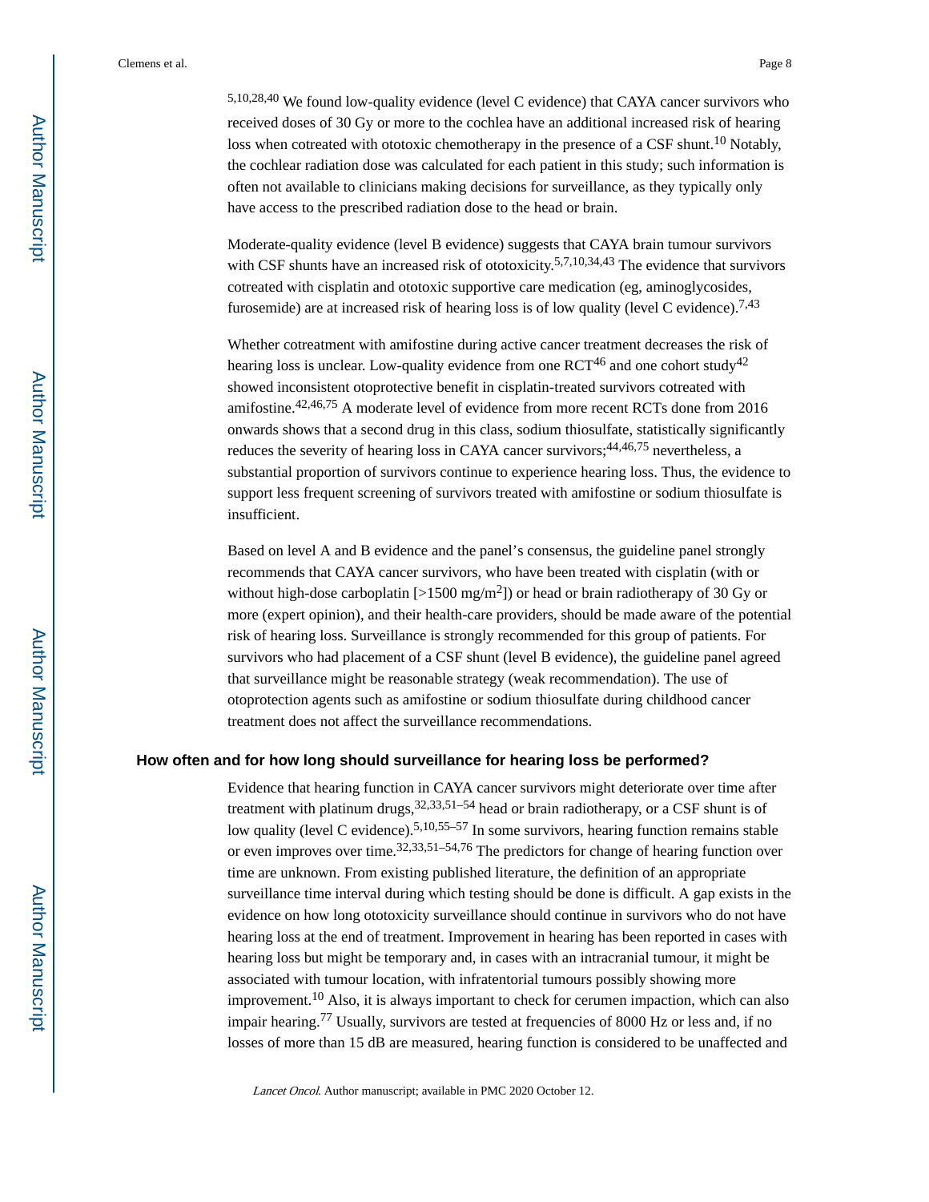[5,10,28,40] We found low-quality evidence (level C evidence) that CAYA cancer survivors who received doses of 30 Gy or more to the cochlea have an additional increased risk of hearing loss when cotreated with ototoxic chemotherapy in the presence of a CSF shunt.[10] Notably, the cochlear radiation dose was calculated for each patient in this study; such information is often not available to clinicians making decisions for surveillance, as they typically only have access to the prescribed radiation dose to the head or brain.

Moderate-quality evidence (level B evidence) suggests that CAYA brain tumour survivors with CSF shunts have an increased risk of ototoxicity.[5,7,10,34,43] The evidence that survivors cotreated with cisplatin and ototoxic supportive care medication (eg, aminoglycosides, furosemide) are at increased risk of hearing loss is of low quality (level C evidence).[7,43]

Whether cotreatment with amifostine during active cancer treatment decreases the risk of hearing loss is unclear. Low-quality evidence from one RCT[46] and one cohort study[42] showed inconsistent otoprotective benefit in cisplatin-treated survivors cotreated with amifostine.[42,46,75] A moderate level of evidence from more recent RCTs done from 2016 onwards shows that a second drug in this class, sodium thiosulfate, statistically significantly reduces the severity of hearing loss in CAYA cancer survivors;[44,46,75] nevertheless, a substantial proportion of survivors continue to experience hearing loss. Thus, the evidence to support less frequent screening of survivors treated with amifostine or sodium thiosulfate is insufficient.

Based on level A and B evidence and the panel's consensus, the guideline panel strongly recommends that CAYA cancer survivors, who have been treated with cisplatin (with or without high-dose carboplatin [>1500 mg/m$^2$]) or head or brain radiotherapy of 30 Gy or more (expert opinion), and their health-care providers, should be made aware of the potential risk of hearing loss. Surveillance is strongly recommended for this group of patients. For survivors who had placement of a CSF shunt (level B evidence), the guideline panel agreed that surveillance might be reasonable strategy (weak recommendation). The use of otoprotection agents such as amifostine or sodium thiosulfate during childhood cancer treatment does not affect the surveillance recommendations.

## How often and for how long should surveillance for hearing loss be performed?

Evidence that hearing function in CAYA cancer survivors might deteriorate over time after treatment with platinum drugs,[32,33,51–54] head or brain radiotherapy, or a CSF shunt is of low quality (level C evidence).[5,10,55–57] In some survivors, hearing function remains stable or even improves over time.[32,33,51–54,76] The predictors for change of hearing function over time are unknown. From existing published literature, the definition of an appropriate surveillance time interval during which testing should be done is difficult. A gap exists in the evidence on how long ototoxicity surveillance should continue in survivors who do not have hearing loss at the end of treatment. Improvement in hearing has been reported in cases with hearing loss but might be temporary and, in cases with an intracranial tumour, it might be associated with tumour location, with infratentorial tumours possibly showing more improvement.[10] Also, it is always important to check for cerumen impaction, which can also impair hearing.[77] Usually, survivors are tested at frequencies of 8000 Hz or less and, if no losses of more than 15 dB are measured, hearing function is considered to be unaffected and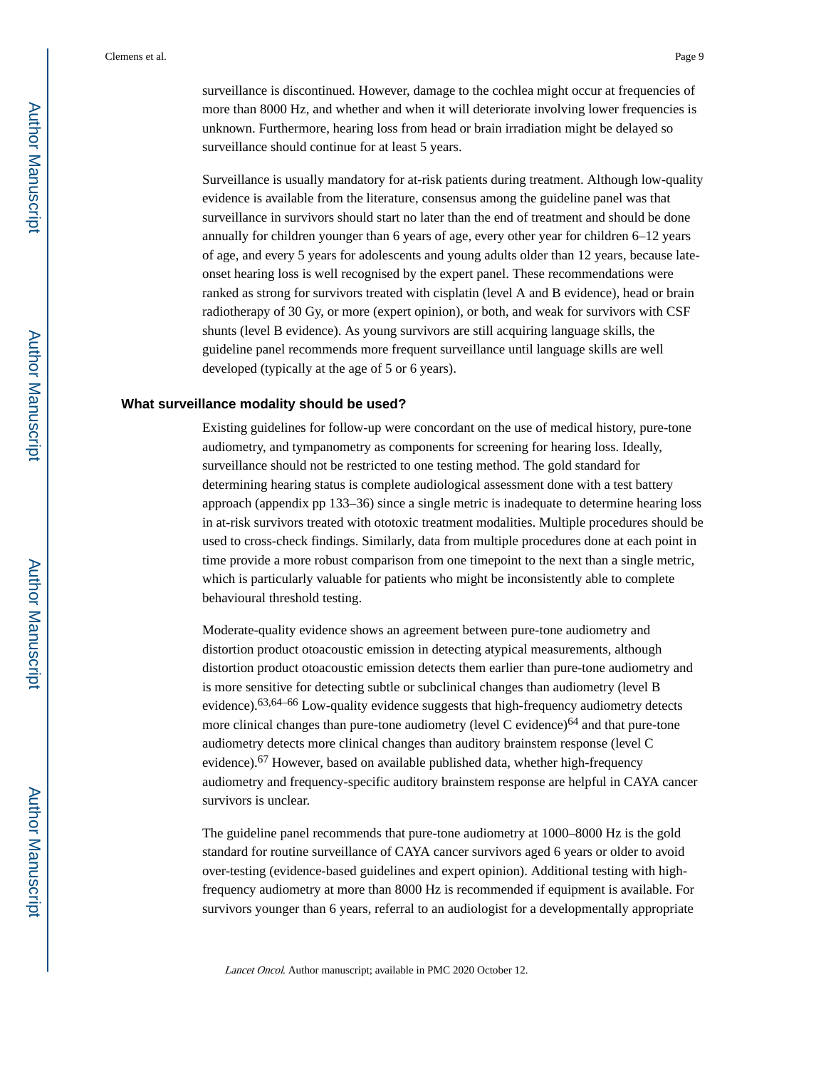surveillance is discontinued. However, damage to the cochlea might occur at frequencies of more than 8000 Hz, and whether and when it will deteriorate involving lower frequencies is unknown. Furthermore, hearing loss from head or brain irradiation might be delayed so surveillance should continue for at least 5 years.

Surveillance is usually mandatory for at-risk patients during treatment. Although low-quality evidence is available from the literature, consensus among the guideline panel was that surveillance in survivors should start no later than the end of treatment and should be done annually for children younger than 6 years of age, every other year for children 6–12 years of age, and every 5 years for adolescents and young adults older than 12 years, because late-onset hearing loss is well recognised by the expert panel. These recommendations were ranked as strong for survivors treated with cisplatin (level A and B evidence), head or brain radiotherapy of 30 Gy, or more (expert opinion), or both, and weak for survivors with CSF shunts (level B evidence). As young survivors are still acquiring language skills, the guideline panel recommends more frequent surveillance until language skills are well developed (typically at the age of 5 or 6 years).

### What surveillance modality should be used?

Existing guidelines for follow-up were concordant on the use of medical history, pure-tone audiometry, and tympanometry as components for screening for hearing loss. Ideally, surveillance should not be restricted to one testing method. The gold standard for determining hearing status is complete audiological assessment done with a test battery approach (appendix pp 133–36) since a single metric is inadequate to determine hearing loss in at-risk survivors treated with ototoxic treatment modalities. Multiple procedures should be used to cross-check findings. Similarly, data from multiple procedures done at each point in time provide a more robust comparison from one timepoint to the next than a single metric, which is particularly valuable for patients who might be inconsistently able to complete behavioural threshold testing.

Moderate-quality evidence shows an agreement between pure-tone audiometry and distortion product otoacoustic emission in detecting atypical measurements, although distortion product otoacoustic emission detects them earlier than pure-tone audiometry and is more sensitive for detecting subtle or subclinical changes than audiometry (level B evidence).[63,64–66] Low-quality evidence suggests that high-frequency audiometry detects more clinical changes than pure-tone audiometry (level C evidence)[64] and that pure-tone audiometry detects more clinical changes than auditory brainstem response (level C evidence).[67] However, based on available published data, whether high-frequency audiometry and frequency-specific auditory brainstem response are helpful in CAYA cancer survivors is unclear.

The guideline panel recommends that pure-tone audiometry at 1000–8000 Hz is the gold standard for routine surveillance of CAYA cancer survivors aged 6 years or older to avoid over-testing (evidence-based guidelines and expert opinion). Additional testing with high-frequency audiometry at more than 8000 Hz is recommended if equipment is available. For survivors younger than 6 years, referral to an audiologist for a developmentally appropriate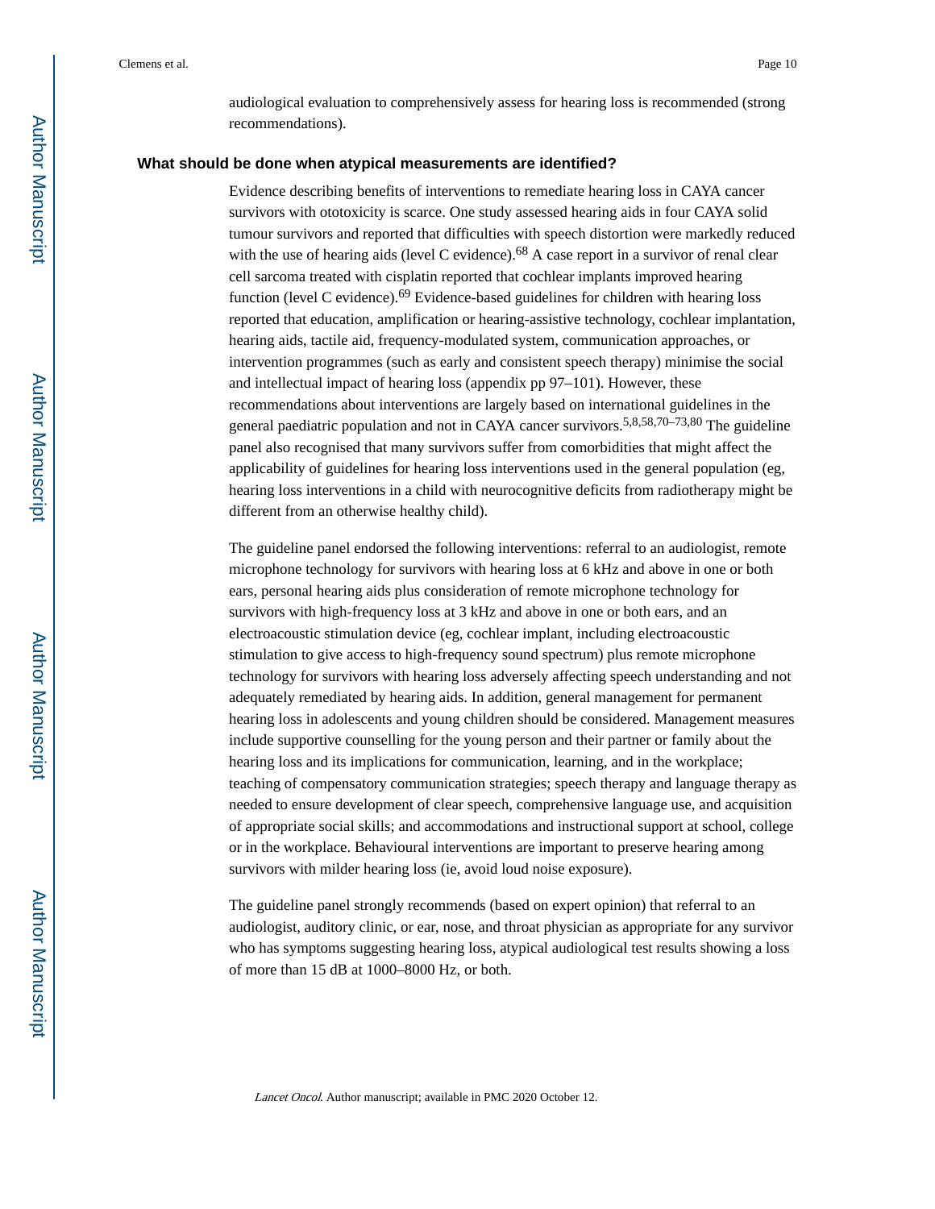audiological evaluation to comprehensively assess for hearing loss is recommended (strong recommendations).

### What should be done when atypical measurements are identified?

Evidence describing benefits of interventions to remediate hearing loss in CAYA cancer survivors with ototoxicity is scarce. One study assessed hearing aids in four CAYA solid tumour survivors and reported that difficulties with speech distortion were markedly reduced with the use of hearing aids (level C evidence).[68] A case report in a survivor of renal clear cell sarcoma treated with cisplatin reported that cochlear implants improved hearing function (level C evidence).[69] Evidence-based guidelines for children with hearing loss reported that education, amplification or hearing-assistive technology, cochlear implantation, hearing aids, tactile aid, frequency-modulated system, communication approaches, or intervention programmes (such as early and consistent speech therapy) minimise the social and intellectual impact of hearing loss (appendix pp 97–101). However, these recommendations about interventions are largely based on international guidelines in the general paediatric population and not in CAYA cancer survivors.[5,8,58,70–73,80] The guideline panel also recognised that many survivors suffer from comorbidities that might affect the applicability of guidelines for hearing loss interventions used in the general population (eg, hearing loss interventions in a child with neurocognitive deficits from radiotherapy might be different from an otherwise healthy child).

The guideline panel endorsed the following interventions: referral to an audiologist, remote microphone technology for survivors with hearing loss at 6 kHz and above in one or both ears, personal hearing aids plus consideration of remote microphone technology for survivors with high-frequency loss at 3 kHz and above in one or both ears, and an electroacoustic stimulation device (eg, cochlear implant, including electroacoustic stimulation to give access to high-frequency sound spectrum) plus remote microphone technology for survivors with hearing loss adversely affecting speech understanding and not adequately remediated by hearing aids. In addition, general management for permanent hearing loss in adolescents and young children should be considered. Management measures include supportive counselling for the young person and their partner or family about the hearing loss and its implications for communication, learning, and in the workplace; teaching of compensatory communication strategies; speech therapy and language therapy as needed to ensure development of clear speech, comprehensive language use, and acquisition of appropriate social skills; and accommodations and instructional support at school, college or in the workplace. Behavioural interventions are important to preserve hearing among survivors with milder hearing loss (ie, avoid loud noise exposure).

The guideline panel strongly recommends (based on expert opinion) that referral to an audiologist, auditory clinic, or ear, nose, and throat physician as appropriate for any survivor who has symptoms suggesting hearing loss, atypical audiological test results showing a loss of more than 15 dB at 1000–8000 Hz, or both.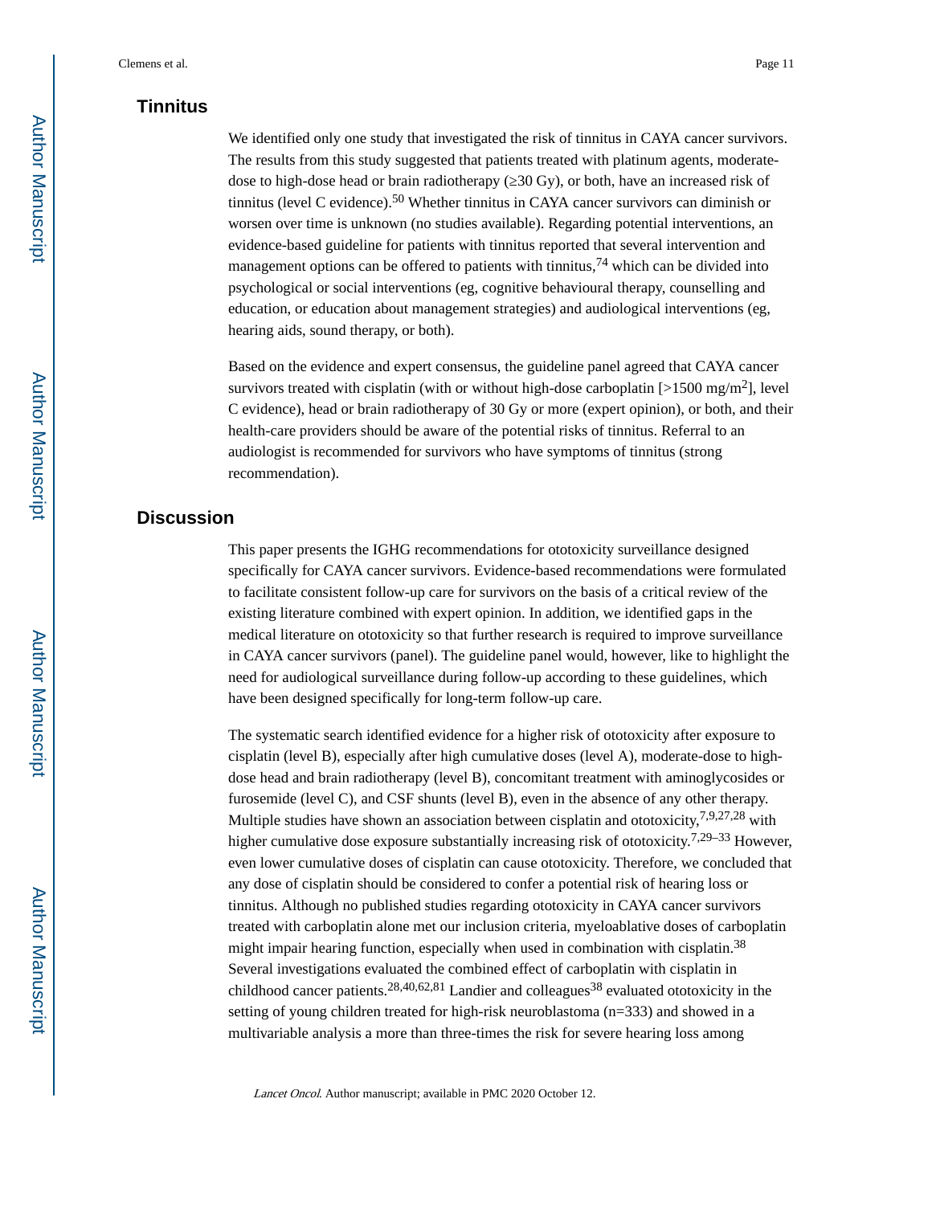## Tinnitus

We identified only one study that investigated the risk of tinnitus in CAYA cancer survivors. The results from this study suggested that patients treated with platinum agents, moderate-dose to high-dose head or brain radiotherapy (≥30 Gy), or both, have an increased risk of tinnitus (level C evidence).[50] Whether tinnitus in CAYA cancer survivors can diminish or worsen over time is unknown (no studies available). Regarding potential interventions, an evidence-based guideline for patients with tinnitus reported that several intervention and management options can be offered to patients with tinnitus,[74] which can be divided into psychological or social interventions (eg, cognitive behavioural therapy, counselling and education, or education about management strategies) and audiological interventions (eg, hearing aids, sound therapy, or both).

Based on the evidence and expert consensus, the guideline panel agreed that CAYA cancer survivors treated with cisplatin (with or without high-dose carboplatin [>1500 mg/m$^2$], level C evidence), head or brain radiotherapy of 30 Gy or more (expert opinion), or both, and their health-care providers should be aware of the potential risks of tinnitus. Referral to an audiologist is recommended for survivors who have symptoms of tinnitus (strong recommendation).

## Discussion

This paper presents the IGHG recommendations for ototoxicity surveillance designed specifically for CAYA cancer survivors. Evidence-based recommendations were formulated to facilitate consistent follow-up care for survivors on the basis of a critical review of the existing literature combined with expert opinion. In addition, we identified gaps in the medical literature on ototoxicity so that further research is required to improve surveillance in CAYA cancer survivors (panel). The guideline panel would, however, like to highlight the need for audiological surveillance during follow-up according to these guidelines, which have been designed specifically for long-term follow-up care.

The systematic search identified evidence for a higher risk of ototoxicity after exposure to cisplatin (level B), especially after high cumulative doses (level A), moderate-dose to high-dose head and brain radiotherapy (level B), concomitant treatment with aminoglycosides or furosemide (level C), and CSF shunts (level B), even in the absence of any other therapy. Multiple studies have shown an association between cisplatin and ototoxicity,[7,9,27,28] with higher cumulative dose exposure substantially increasing risk of ototoxicity.[7,29–33] However, even lower cumulative doses of cisplatin can cause ototoxicity. Therefore, we concluded that any dose of cisplatin should be considered to confer a potential risk of hearing loss or tinnitus. Although no published studies regarding ototoxicity in CAYA cancer survivors treated with carboplatin alone met our inclusion criteria, myeloablative doses of carboplatin might impair hearing function, especially when used in combination with cisplatin.[38] Several investigations evaluated the combined effect of carboplatin with cisplatin in childhood cancer patients.[28,40,62,81] Landier and colleagues[38] evaluated ototoxicity in the setting of young children treated for high-risk neuroblastoma (n=333) and showed in a multivariable analysis a more than three-times the risk for severe hearing loss among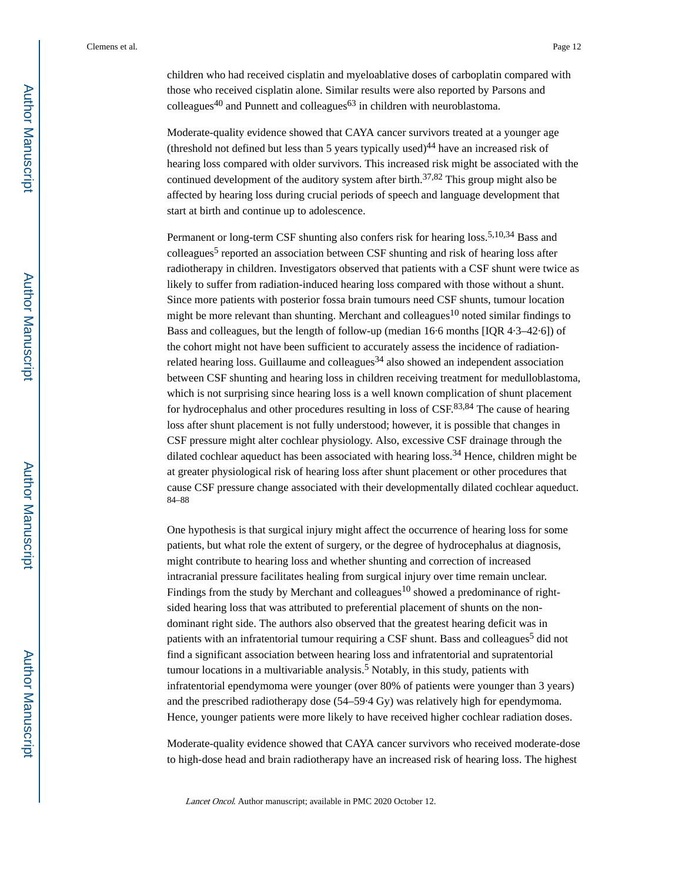children who had received cisplatin and myeloablative doses of carboplatin compared with those who received cisplatin alone. Similar results were also reported by Parsons and colleagues[40] and Punnett and colleagues[63] in children with neuroblastoma.

Moderate-quality evidence showed that CAYA cancer survivors treated at a younger age (threshold not defined but less than 5 years typically used)[44] have an increased risk of hearing loss compared with older survivors. This increased risk might be associated with the continued development of the auditory system after birth.[37,82] This group might also be affected by hearing loss during crucial periods of speech and language development that start at birth and continue up to adolescence.

Permanent or long-term CSF shunting also confers risk for hearing loss.[5,10,34] Bass and colleagues[5] reported an association between CSF shunting and risk of hearing loss after radiotherapy in children. Investigators observed that patients with a CSF shunt were twice as likely to suffer from radiation-induced hearing loss compared with those without a shunt. Since more patients with posterior fossa brain tumours need CSF shunts, tumour location might be more relevant than shunting. Merchant and colleagues[10] noted similar findings to Bass and colleagues, but the length of follow-up (median 16·6 months [IQR 4·3–42·6]) of the cohort might not have been sufficient to accurately assess the incidence of radiation-related hearing loss. Guillaume and colleagues[34] also showed an independent association between CSF shunting and hearing loss in children receiving treatment for medulloblastoma, which is not surprising since hearing loss is a well known complication of shunt placement for hydrocephalus and other procedures resulting in loss of CSF.[83,84] The cause of hearing loss after shunt placement is not fully understood; however, it is possible that changes in CSF pressure might alter cochlear physiology. Also, excessive CSF drainage through the dilated cochlear aqueduct has been associated with hearing loss.[34] Hence, children might be at greater physiological risk of hearing loss after shunt placement or other procedures that cause CSF pressure change associated with their developmentally dilated cochlear aqueduct.[84–88]

One hypothesis is that surgical injury might affect the occurrence of hearing loss for some patients, but what role the extent of surgery, or the degree of hydrocephalus at diagnosis, might contribute to hearing loss and whether shunting and correction of increased intracranial pressure facilitates healing from surgical injury over time remain unclear. Findings from the study by Merchant and colleagues[10] showed a predominance of right-sided hearing loss that was attributed to preferential placement of shunts on the non-dominant right side. The authors also observed that the greatest hearing deficit was in patients with an infratentorial tumour requiring a CSF shunt. Bass and colleagues[5] did not find a significant association between hearing loss and infratentorial and supratentorial tumour locations in a multivariable analysis.[5] Notably, in this study, patients with infratentorial ependymoma were younger (over 80% of patients were younger than 3 years) and the prescribed radiotherapy dose (54–59·4 Gy) was relatively high for ependymoma. Hence, younger patients were more likely to have received higher cochlear radiation doses.

Moderate-quality evidence showed that CAYA cancer survivors who received moderate-dose to high-dose head and brain radiotherapy have an increased risk of hearing loss. The highest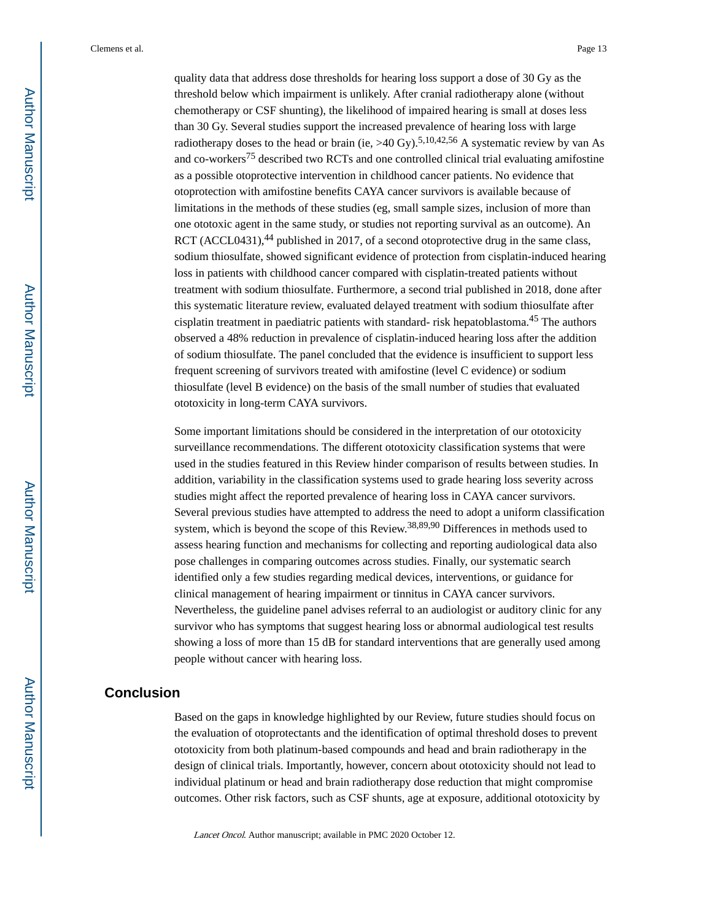quality data that address dose thresholds for hearing loss support a dose of 30 Gy as the threshold below which impairment is unlikely. After cranial radiotherapy alone (without chemotherapy or CSF shunting), the likelihood of impaired hearing is small at doses less than 30 Gy. Several studies support the increased prevalence of hearing loss with large radiotherapy doses to the head or brain (ie, >40 Gy).[5,10,42,56] A systematic review by van As and co-workers[75] described two RCTs and one controlled clinical trial evaluating amifostine as a possible otoprotective intervention in childhood cancer patients. No evidence that otoprotection with amifostine benefits CAYA cancer survivors is available because of limitations in the methods of these studies (eg, small sample sizes, inclusion of more than one ototoxic agent in the same study, or studies not reporting survival as an outcome). An RCT (ACCL0431),[44] published in 2017, of a second otoprotective drug in the same class, sodium thiosulfate, showed significant evidence of protection from cisplatin-induced hearing loss in patients with childhood cancer compared with cisplatin-treated patients without treatment with sodium thiosulfate. Furthermore, a second trial published in 2018, done after this systematic literature review, evaluated delayed treatment with sodium thiosulfate after cisplatin treatment in paediatric patients with standard- risk hepatoblastoma.[45] The authors observed a 48% reduction in prevalence of cisplatin-induced hearing loss after the addition of sodium thiosulfate. The panel concluded that the evidence is insufficient to support less frequent screening of survivors treated with amifostine (level C evidence) or sodium thiosulfate (level B evidence) on the basis of the small number of studies that evaluated ototoxicity in long-term CAYA survivors.

Some important limitations should be considered in the interpretation of our ototoxicity surveillance recommendations. The different ototoxicity classification systems that were used in the studies featured in this Review hinder comparison of results between studies. In addition, variability in the classification systems used to grade hearing loss severity across studies might affect the reported prevalence of hearing loss in CAYA cancer survivors. Several previous studies have attempted to address the need to adopt a uniform classification system, which is beyond the scope of this Review.[38,89,90] Differences in methods used to assess hearing function and mechanisms for collecting and reporting audiological data also pose challenges in comparing outcomes across studies. Finally, our systematic search identified only a few studies regarding medical devices, interventions, or guidance for clinical management of hearing impairment or tinnitus in CAYA cancer survivors. Nevertheless, the guideline panel advises referral to an audiologist or auditory clinic for any survivor who has symptoms that suggest hearing loss or abnormal audiological test results showing a loss of more than 15 dB for standard interventions that are generally used among people without cancer with hearing loss.

## Conclusion

Based on the gaps in knowledge highlighted by our Review, future studies should focus on the evaluation of otoprotectants and the identification of optimal threshold doses to prevent ototoxicity from both platinum-based compounds and head and brain radiotherapy in the design of clinical trials. Importantly, however, concern about ototoxicity should not lead to individual platinum or head and brain radiotherapy dose reduction that might compromise outcomes. Other risk factors, such as CSF shunts, age at exposure, additional ototoxicity by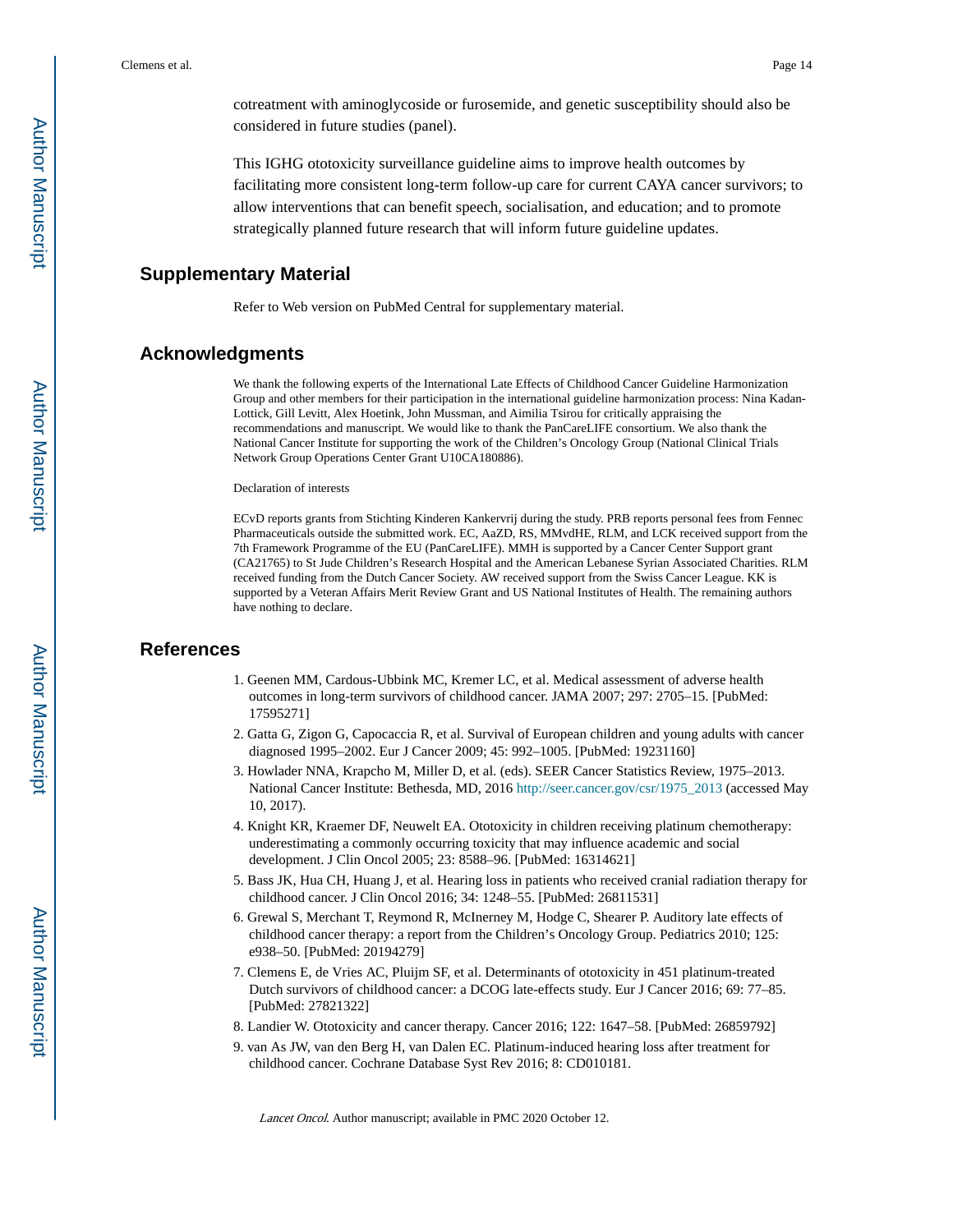cotreatment with aminoglycoside or furosemide, and genetic susceptibility should also be considered in future studies (panel).

This IGHG ototoxicity surveillance guideline aims to improve health outcomes by facilitating more consistent long-term follow-up care for current CAYA cancer survivors; to allow interventions that can benefit speech, socialisation, and education; and to promote strategically planned future research that will inform future guideline updates.

## Supplementary Material

Refer to Web version on PubMed Central for supplementary material.

## Acknowledgments

We thank the following experts of the International Late Effects of Childhood Cancer Guideline Harmonization Group and other members for their participation in the international guideline harmonization process: Nina Kadan-Lottick, Gill Levitt, Alex Hoetink, John Mussman, and Aimilia Tsirou for critically appraising the recommendations and manuscript. We would like to thank the PanCareLIFE consortium. We also thank the National Cancer Institute for supporting the work of the Children's Oncology Group (National Clinical Trials Network Group Operations Center Grant U10CA180886).

Declaration of interests

ECvD reports grants from Stichting Kinderen Kankervrij during the study. PRB reports personal fees from Fennec Pharmaceuticals outside the submitted work. EC, AaZD, RS, MMvdHE, RLM, and LCK received support from the 7th Framework Programme of the EU (PanCareLIFE). MMH is supported by a Cancer Center Support grant (CA21765) to St Jude Children's Research Hospital and the American Lebanese Syrian Associated Charities. RLM received funding from the Dutch Cancer Society. AW received support from the Swiss Cancer League. KK is supported by a Veteran Affairs Merit Review Grant and US National Institutes of Health. The remaining authors have nothing to declare.

## References

1. Geenen MM, Cardous-Ubbink MC, Kremer LC, et al. Medical assessment of adverse health outcomes in long-term survivors of childhood cancer. JAMA 2007; 297: 2705–15. [PubMed: 17595271]
2. Gatta G, Zigon G, Capocaccia R, et al. Survival of European children and young adults with cancer diagnosed 1995–2002. Eur J Cancer 2009; 45: 992–1005. [PubMed: 19231160]
3. Howlader NNA, Krapcho M, Miller D, et al. (eds). SEER Cancer Statistics Review, 1975–2013. National Cancer Institute: Bethesda, MD, 2016 http://seer.cancer.gov/csr/1975_2013 (accessed May 10, 2017).
4. Knight KR, Kraemer DF, Neuwelt EA. Ototoxicity in children receiving platinum chemotherapy: underestimating a commonly occurring toxicity that may influence academic and social development. J Clin Oncol 2005; 23: 8588–96. [PubMed: 16314621]
5. Bass JK, Hua CH, Huang J, et al. Hearing loss in patients who received cranial radiation therapy for childhood cancer. J Clin Oncol 2016; 34: 1248–55. [PubMed: 26811531]
6. Grewal S, Merchant T, Reymond R, McInerney M, Hodge C, Shearer P. Auditory late effects of childhood cancer therapy: a report from the Children's Oncology Group. Pediatrics 2010; 125: e938–50. [PubMed: 20194279]
7. Clemens E, de Vries AC, Pluijm SF, et al. Determinants of ototoxicity in 451 platinum-treated Dutch survivors of childhood cancer: a DCOG late-effects study. Eur J Cancer 2016; 69: 77–85. [PubMed: 27821322]
8. Landier W. Ototoxicity and cancer therapy. Cancer 2016; 122: 1647–58. [PubMed: 26859792]
9. van As JW, van den Berg H, van Dalen EC. Platinum-induced hearing loss after treatment for childhood cancer. Cochrane Database Syst Rev 2016; 8: CD010181.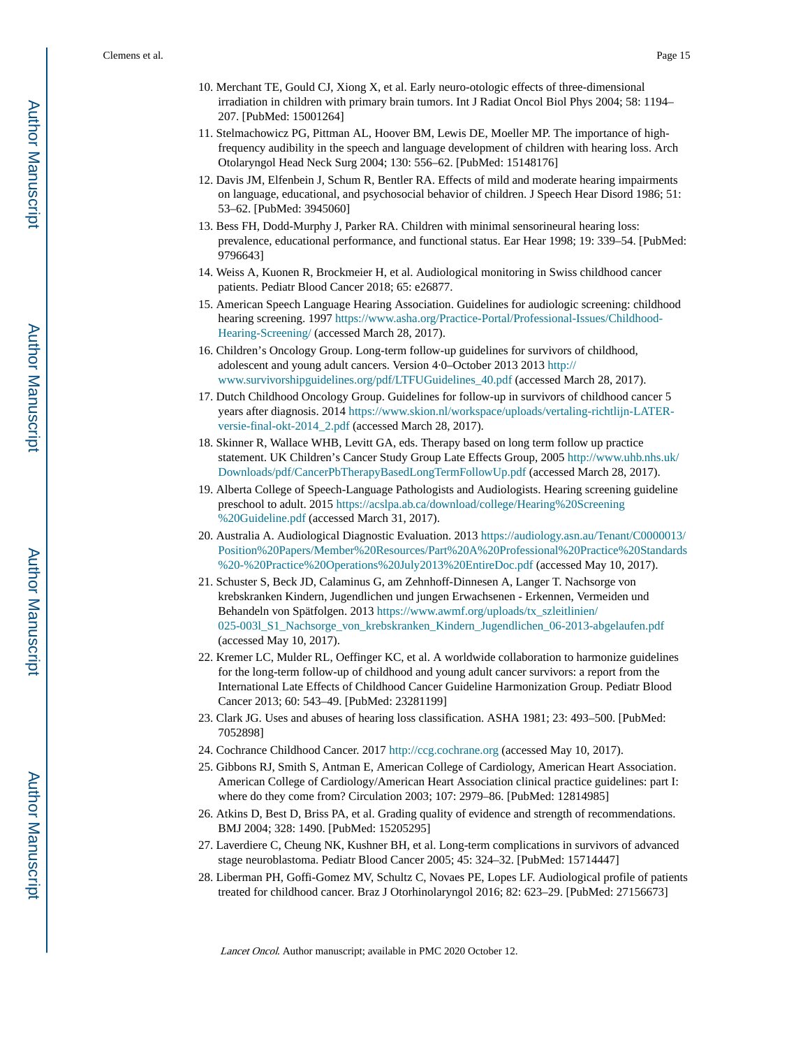10. Merchant TE, Gould CJ, Xiong X, et al. Early neuro-otologic effects of three-dimensional irradiation in children with primary brain tumors. Int J Radiat Oncol Biol Phys 2004; 58: 1194–207. [PubMed: 15001264]
11. Stelmachowicz PG, Pittman AL, Hoover BM, Lewis DE, Moeller MP. The importance of high-frequency audibility in the speech and language development of children with hearing loss. Arch Otolaryngol Head Neck Surg 2004; 130: 556–62. [PubMed: 15148176]
12. Davis JM, Elfenbein J, Schum R, Bentler RA. Effects of mild and moderate hearing impairments on language, educational, and psychosocial behavior of children. J Speech Hear Disord 1986; 51: 53–62. [PubMed: 3945060]
13. Bess FH, Dodd-Murphy J, Parker RA. Children with minimal sensorineural hearing loss: prevalence, educational performance, and functional status. Ear Hear 1998; 19: 339–54. [PubMed: 9796643]
14. Weiss A, Kuonen R, Brockmeier H, et al. Audiological monitoring in Swiss childhood cancer patients. Pediatr Blood Cancer 2018; 65: e26877.
15. American Speech Language Hearing Association. Guidelines for audiologic screening: childhood hearing screening. 1997 https://www.asha.org/Practice-Portal/Professional-Issues/Childhood-Hearing-Screening/ (accessed March 28, 2017).
16. Children's Oncology Group. Long-term follow-up guidelines for survivors of childhood, adolescent and young adult cancers. Version 4·0–October 2013 2013 http://www.survivorshipguidelines.org/pdf/LTFUGuidelines_40.pdf (accessed March 28, 2017).
17. Dutch Childhood Oncology Group. Guidelines for follow-up in survivors of childhood cancer 5 years after diagnosis. 2014 https://www.skion.nl/workspace/uploads/vertaling-richtlijn-LATER-versie-final-okt-2014_2.pdf (accessed March 28, 2017).
18. Skinner R, Wallace WHB, Levitt GA, eds. Therapy based on long term follow up practice statement. UK Children's Cancer Study Group Late Effects Group, 2005 http://www.uhb.nhs.uk/Downloads/pdf/CancerPbTherapyBasedLongTermFollowUp.pdf (accessed March 28, 2017).
19. Alberta College of Speech-Language Pathologists and Audiologists. Hearing screening guideline preschool to adult. 2015 https://acslpa.ab.ca/download/college/Hearing%20Screening%20Guideline.pdf (accessed March 31, 2017).
20. Australia A. Audiological Diagnostic Evaluation. 2013 https://audiology.asn.au/Tenant/C0000013/Position%20Papers/Member%20Resources/Part%20A%20Professional%20Practice%20Standards%20-%20Practice%20Operations%20July2013%20EntireDoc.pdf (accessed May 10, 2017).
21. Schuster S, Beck JD, Calaminus G, am Zehnhoff-Dinnesen A, Langer T. Nachsorge von krebskranken Kindern, Jugendlichen und jungen Erwachsenen - Erkennen, Vermeiden und Behandeln von Spätfolgen. 2013 https://www.awmf.org/uploads/tx_szleitlinien/025-003l_S1_Nachsorge_von_krebskranken_Kindern_Jugendlichen_06-2013-abgelaufen.pdf (accessed May 10, 2017).
22. Kremer LC, Mulder RL, Oeffinger KC, et al. A worldwide collaboration to harmonize guidelines for the long-term follow-up of childhood and young adult cancer survivors: a report from the International Late Effects of Childhood Cancer Guideline Harmonization Group. Pediatr Blood Cancer 2013; 60: 543–49. [PubMed: 23281199]
23. Clark JG. Uses and abuses of hearing loss classification. ASHA 1981; 23: 493–500. [PubMed: 7052898]
24. Cochrane Childhood Cancer. 2017 http://ccg.cochrane.org (accessed May 10, 2017).
25. Gibbons RJ, Smith S, Antman E, American College of Cardiology, American Heart Association. American College of Cardiology/American Heart Association clinical practice guidelines: part I: where do they come from? Circulation 2003; 107: 2979–86. [PubMed: 12814985]
26. Atkins D, Best D, Briss PA, et al. Grading quality of evidence and strength of recommendations. BMJ 2004; 328: 1490. [PubMed: 15205295]
27. Laverdiere C, Cheung NK, Kushner BH, et al. Long-term complications in survivors of advanced stage neuroblastoma. Pediatr Blood Cancer 2005; 45: 324–32. [PubMed: 15714447]
28. Liberman PH, Goffi-Gomez MV, Schultz C, Novaes PE, Lopes LF. Audiological profile of patients treated for childhood cancer. Braz J Otorhinolaryngol 2016; 82: 623–29. [PubMed: 27156673]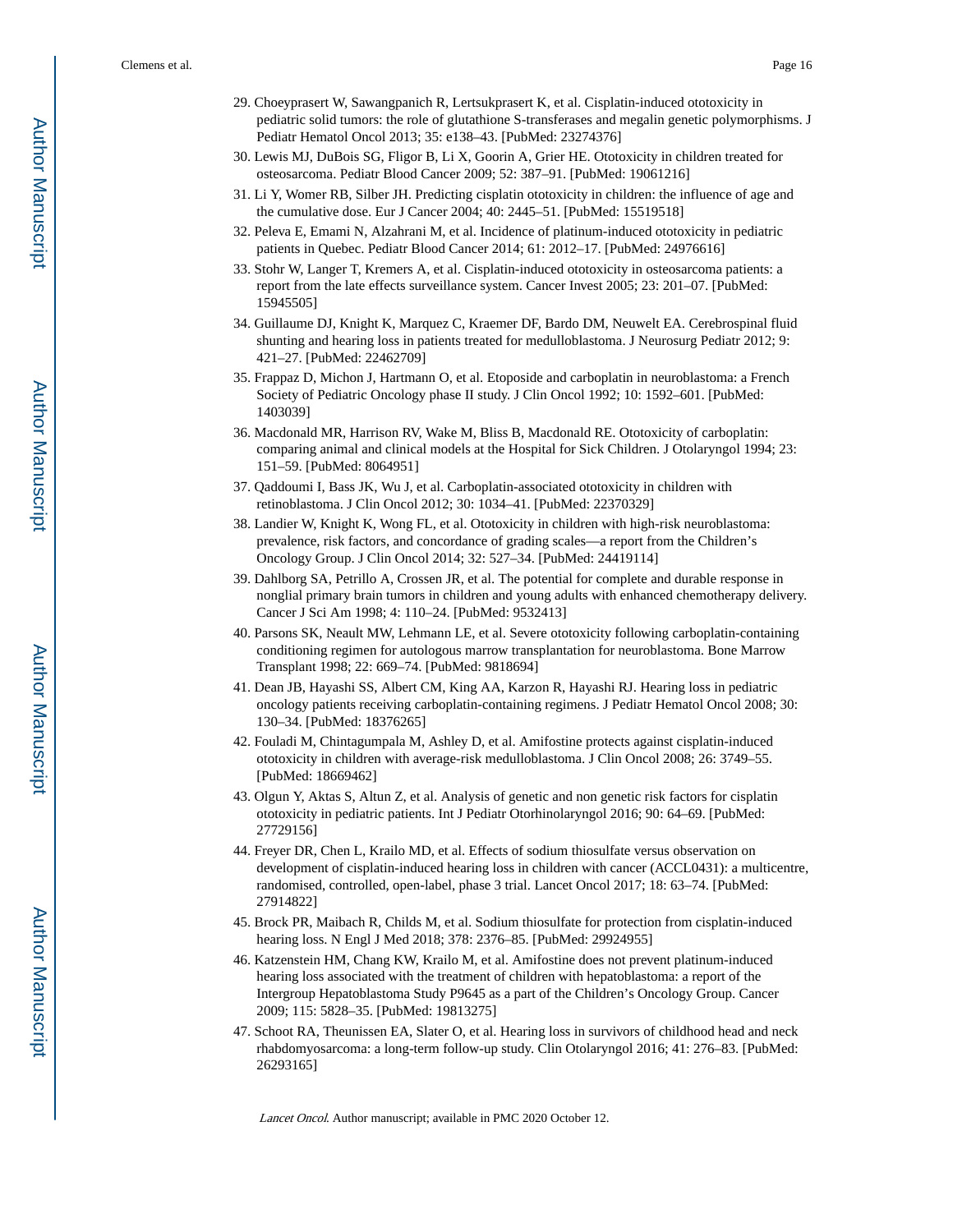29. Choeyprasert W, Sawangpanich R, Lertsukprasert K, et al. Cisplatin-induced ototoxicity in pediatric solid tumors: the role of glutathione S-transferases and megalin genetic polymorphisms. J Pediatr Hematol Oncol 2013; 35: e138–43. [PubMed: 23274376]
30. Lewis MJ, DuBois SG, Fligor B, Li X, Goorin A, Grier HE. Ototoxicity in children treated for osteosarcoma. Pediatr Blood Cancer 2009; 52: 387–91. [PubMed: 19061216]
31. Li Y, Womer RB, Silber JH. Predicting cisplatin ototoxicity in children: the influence of age and the cumulative dose. Eur J Cancer 2004; 40: 2445–51. [PubMed: 15519518]
32. Peleva E, Emami N, Alzahrani M, et al. Incidence of platinum-induced ototoxicity in pediatric patients in Quebec. Pediatr Blood Cancer 2014; 61: 2012–17. [PubMed: 24976616]
33. Stohr W, Langer T, Kremers A, et al. Cisplatin-induced ototoxicity in osteosarcoma patients: a report from the late effects surveillance system. Cancer Invest 2005; 23: 201–07. [PubMed: 15945505]
34. Guillaume DJ, Knight K, Marquez C, Kraemer DF, Bardo DM, Neuwelt EA. Cerebrospinal fluid shunting and hearing loss in patients treated for medulloblastoma. J Neurosurg Pediatr 2012; 9: 421–27. [PubMed: 22462709]
35. Frappaz D, Michon J, Hartmann O, et al. Etoposide and carboplatin in neuroblastoma: a French Society of Pediatric Oncology phase II study. J Clin Oncol 1992; 10: 1592–601. [PubMed: 1403039]
36. Macdonald MR, Harrison RV, Wake M, Bliss B, Macdonald RE. Ototoxicity of carboplatin: comparing animal and clinical models at the Hospital for Sick Children. J Otolaryngol 1994; 23: 151–59. [PubMed: 8064951]
37. Qaddoumi I, Bass JK, Wu J, et al. Carboplatin-associated ototoxicity in children with retinoblastoma. J Clin Oncol 2012; 30: 1034–41. [PubMed: 22370329]
38. Landier W, Knight K, Wong FL, et al. Ototoxicity in children with high-risk neuroblastoma: prevalence, risk factors, and concordance of grading scales—a report from the Children's Oncology Group. J Clin Oncol 2014; 32: 527–34. [PubMed: 24419114]
39. Dahlborg SA, Petrillo A, Crossen JR, et al. The potential for complete and durable response in nonglial primary brain tumors in children and young adults with enhanced chemotherapy delivery. Cancer J Sci Am 1998; 4: 110–24. [PubMed: 9532413]
40. Parsons SK, Neault MW, Lehmann LE, et al. Severe ototoxicity following carboplatin-containing conditioning regimen for autologous marrow transplantation for neuroblastoma. Bone Marrow Transplant 1998; 22: 669–74. [PubMed: 9818694]
41. Dean JB, Hayashi SS, Albert CM, King AA, Karzon R, Hayashi RJ. Hearing loss in pediatric oncology patients receiving carboplatin-containing regimens. J Pediatr Hematol Oncol 2008; 30: 130–34. [PubMed: 18376265]
42. Fouladi M, Chintagumpala M, Ashley D, et al. Amifostine protects against cisplatin-induced ototoxicity in children with average-risk medulloblastoma. J Clin Oncol 2008; 26: 3749–55. [PubMed: 18669462]
43. Olgun Y, Aktas S, Altun Z, et al. Analysis of genetic and non genetic risk factors for cisplatin ototoxicity in pediatric patients. Int J Pediatr Otorhinolaryngol 2016; 90: 64–69. [PubMed: 27729156]
44. Freyer DR, Chen L, Krailo MD, et al. Effects of sodium thiosulfate versus observation on development of cisplatin-induced hearing loss in children with cancer (ACCL0431): a multicentre, randomised, controlled, open-label, phase 3 trial. Lancet Oncol 2017; 18: 63–74. [PubMed: 27914822]
45. Brock PR, Maibach R, Childs M, et al. Sodium thiosulfate for protection from cisplatin-induced hearing loss. N Engl J Med 2018; 378: 2376–85. [PubMed: 29924955]
46. Katzenstein HM, Chang KW, Krailo M, et al. Amifostine does not prevent platinum-induced hearing loss associated with the treatment of children with hepatoblastoma: a report of the Intergroup Hepatoblastoma Study P9645 as a part of the Children's Oncology Group. Cancer 2009; 115: 5828–35. [PubMed: 19813275]
47. Schoot RA, Theunissen EA, Slater O, et al. Hearing loss in survivors of childhood head and neck rhabdomyosarcoma: a long-term follow-up study. Clin Otolaryngol 2016; 41: 276–83. [PubMed: 26293165]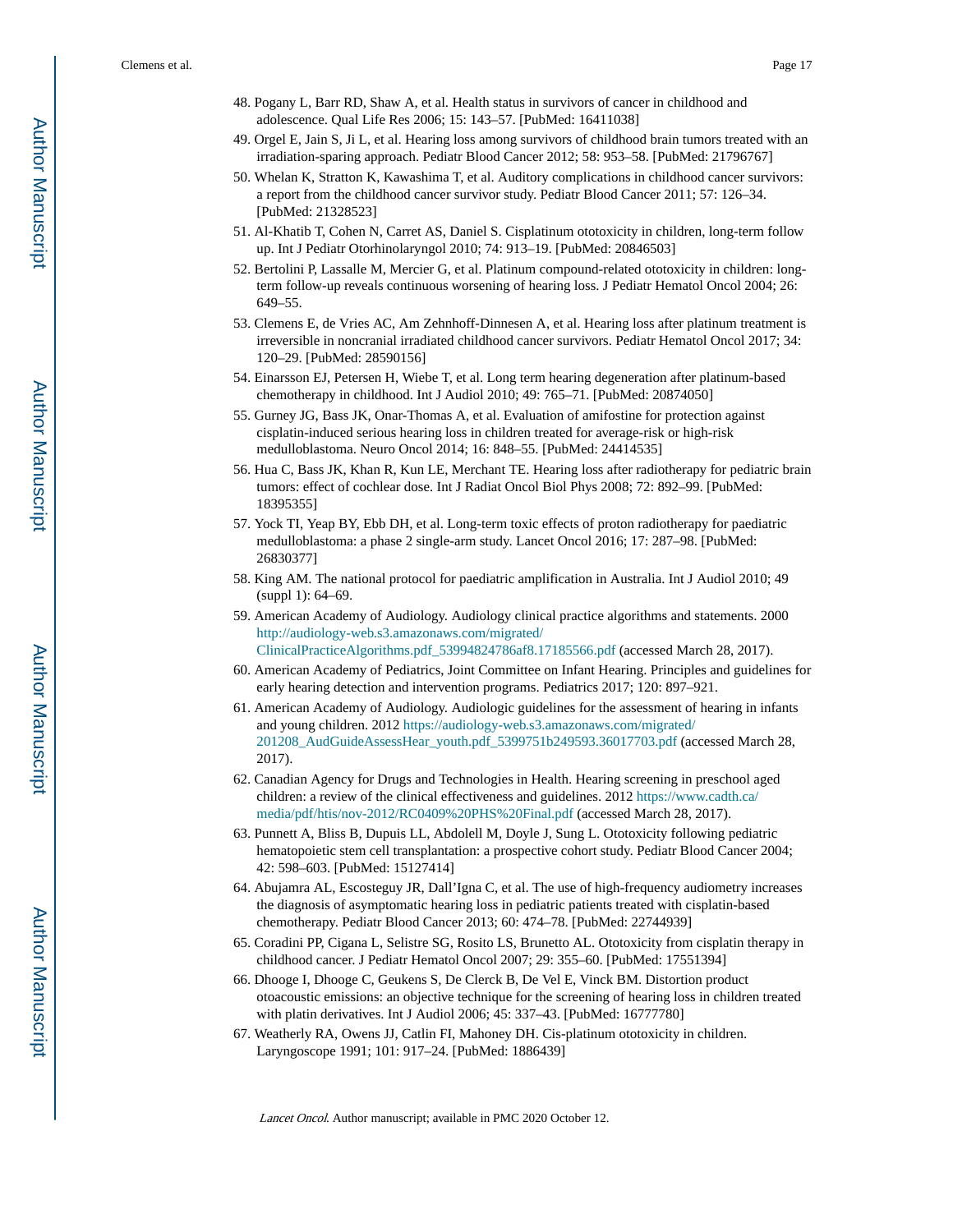48. Pogany L, Barr RD, Shaw A, et al. Health status in survivors of cancer in childhood and adolescence. Qual Life Res 2006; 15: 143–57. [PubMed: 16411038]
49. Orgel E, Jain S, Ji L, et al. Hearing loss among survivors of childhood brain tumors treated with an irradiation-sparing approach. Pediatr Blood Cancer 2012; 58: 953–58. [PubMed: 21796767]
50. Whelan K, Stratton K, Kawashima T, et al. Auditory complications in childhood cancer survivors: a report from the childhood cancer survivor study. Pediatr Blood Cancer 2011; 57: 126–34. [PubMed: 21328523]
51. Al-Khatib T, Cohen N, Carret AS, Daniel S. Cisplatinum ototoxicity in children, long-term follow up. Int J Pediatr Otorhinolaryngol 2010; 74: 913–19. [PubMed: 20846503]
52. Bertolini P, Lassalle M, Mercier G, et al. Platinum compound-related ototoxicity in children: long-term follow-up reveals continuous worsening of hearing loss. J Pediatr Hematol Oncol 2004; 26: 649–55.
53. Clemens E, de Vries AC, Am Zehnhoff-Dinnesen A, et al. Hearing loss after platinum treatment is irreversible in noncranial irradiated childhood cancer survivors. Pediatr Hematol Oncol 2017; 34: 120–29. [PubMed: 28590156]
54. Einarsson EJ, Petersen H, Wiebe T, et al. Long term hearing degeneration after platinum-based chemotherapy in childhood. Int J Audiol 2010; 49: 765–71. [PubMed: 20874050]
55. Gurney JG, Bass JK, Onar-Thomas A, et al. Evaluation of amifostine for protection against cisplatin-induced serious hearing loss in children treated for average-risk or high-risk medulloblastoma. Neuro Oncol 2014; 16: 848–55. [PubMed: 24414535]
56. Hua C, Bass JK, Khan R, Kun LE, Merchant TE. Hearing loss after radiotherapy for pediatric brain tumors: effect of cochlear dose. Int J Radiat Oncol Biol Phys 2008; 72: 892–99. [PubMed: 18395355]
57. Yock TI, Yeap BY, Ebb DH, et al. Long-term toxic effects of proton radiotherapy for paediatric medulloblastoma: a phase 2 single-arm study. Lancet Oncol 2016; 17: 287–98. [PubMed: 26830377]
58. King AM. The national protocol for paediatric amplification in Australia. Int J Audiol 2010; 49 (suppl 1): 64–69.
59. American Academy of Audiology. Audiology clinical practice algorithms and statements. 2000 http://audiology-web.s3.amazonaws.com/migrated/ClinicalPracticeAlgorithms.pdf_53994824786af8.17185566.pdf (accessed March 28, 2017).
60. American Academy of Pediatrics, Joint Committee on Infant Hearing. Principles and guidelines for early hearing detection and intervention programs. Pediatrics 2017; 120: 897–921.
61. American Academy of Audiology. Audiologic guidelines for the assessment of hearing in infants and young children. 2012 https://audiology-web.s3.amazonaws.com/migrated/201208_AudGuideAssessHear_youth.pdf_5399751b249593.36017703.pdf (accessed March 28, 2017).
62. Canadian Agency for Drugs and Technologies in Health. Hearing screening in preschool aged children: a review of the clinical effectiveness and guidelines. 2012 https://www.cadth.ca/media/pdf/htis/nov-2012/RC0409%20PHS%20Final.pdf (accessed March 28, 2017).
63. Punnett A, Bliss B, Dupuis LL, Abdolell M, Doyle J, Sung L. Ototoxicity following pediatric hematopoietic stem cell transplantation: a prospective cohort study. Pediatr Blood Cancer 2004; 42: 598–603. [PubMed: 15127414]
64. Abujamra AL, Escosteguy JR, Dall'Igna C, et al. The use of high-frequency audiometry increases the diagnosis of asymptomatic hearing loss in pediatric patients treated with cisplatin-based chemotherapy. Pediatr Blood Cancer 2013; 60: 474–78. [PubMed: 22744939]
65. Coradini PP, Cigana L, Selistre SG, Rosito LS, Brunetto AL. Ototoxicity from cisplatin therapy in childhood cancer. J Pediatr Hematol Oncol 2007; 29: 355–60. [PubMed: 17551394]
66. Dhooge I, Dhooge C, Geukens S, De Clerck B, De Vel E, Vinck BM. Distortion product otoacoustic emissions: an objective technique for the screening of hearing loss in children treated with platin derivatives. Int J Audiol 2006; 45: 337–43. [PubMed: 16777780]
67. Weatherly RA, Owens JJ, Catlin FI, Mahoney DH. Cis-platinum ototoxicity in children. Laryngoscope 1991; 101: 917–24. [PubMed: 1886439]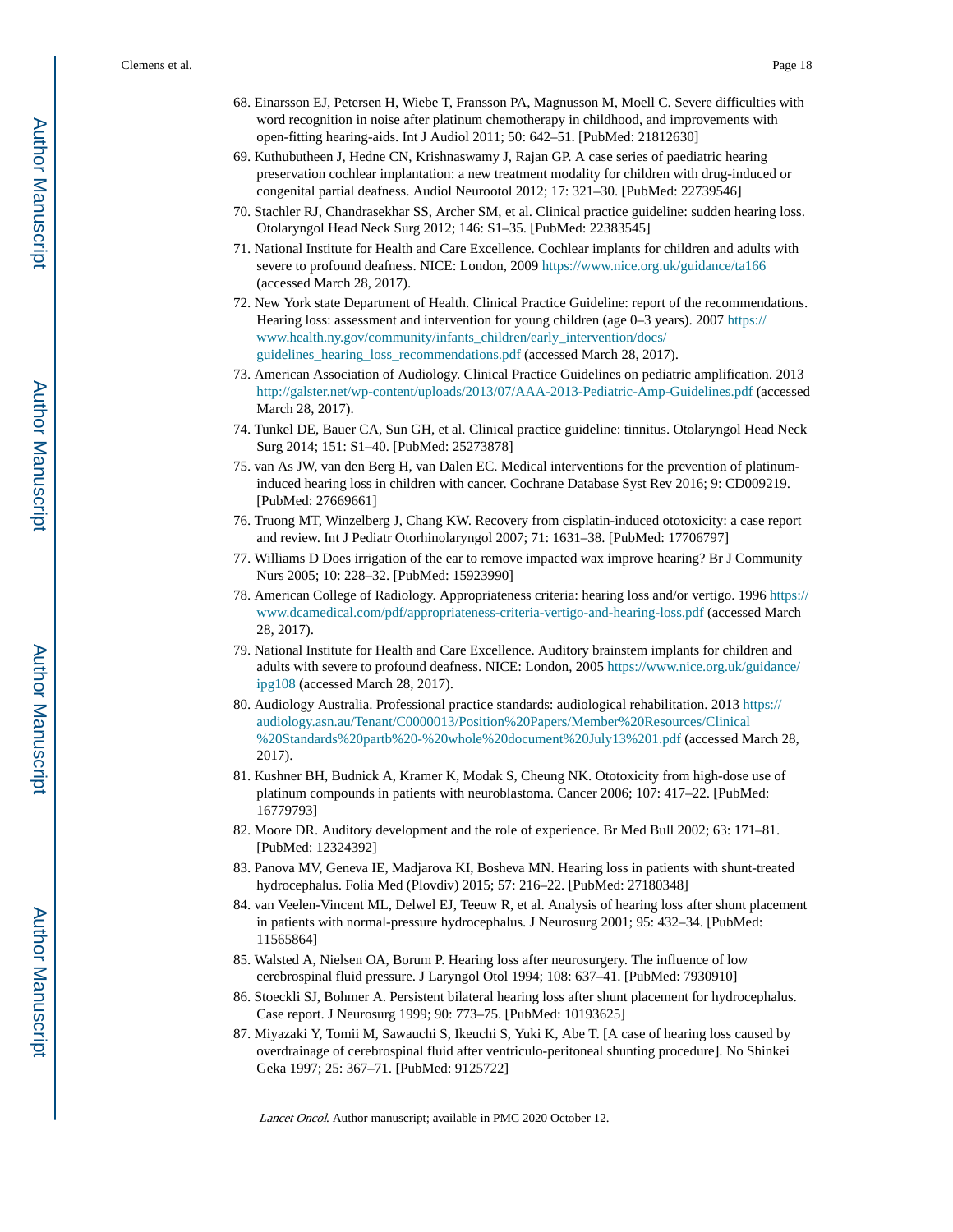68. Einarsson EJ, Petersen H, Wiebe T, Fransson PA, Magnusson M, Moell C. Severe difficulties with word recognition in noise after platinum chemotherapy in childhood, and improvements with open-fitting hearing-aids. Int J Audiol 2011; 50: 642–51. [PubMed: 21812630]
69. Kuthubutheen J, Hedne CN, Krishnaswamy J, Rajan GP. A case series of paediatric hearing preservation cochlear implantation: a new treatment modality for children with drug-induced or congenital partial deafness. Audiol Neurootol 2012; 17: 321–30. [PubMed: 22739546]
70. Stachler RJ, Chandrasekhar SS, Archer SM, et al. Clinical practice guideline: sudden hearing loss. Otolaryngol Head Neck Surg 2012; 146: S1–35. [PubMed: 22383545]
71. National Institute for Health and Care Excellence. Cochlear implants for children and adults with severe to profound deafness. NICE: London, 2009 https://www.nice.org.uk/guidance/ta166 (accessed March 28, 2017).
72. New York state Department of Health. Clinical Practice Guideline: report of the recommendations. Hearing loss: assessment and intervention for young children (age 0–3 years). 2007 https://www.health.ny.gov/community/infants_children/early_intervention/docs/guidelines_hearing_loss_recommendations.pdf (accessed March 28, 2017).
73. American Association of Audiology. Clinical Practice Guidelines on pediatric amplification. 2013 http://galster.net/wp-content/uploads/2013/07/AAA-2013-Pediatric-Amp-Guidelines.pdf (accessed March 28, 2017).
74. Tunkel DE, Bauer CA, Sun GH, et al. Clinical practice guideline: tinnitus. Otolaryngol Head Neck Surg 2014; 151: S1–40. [PubMed: 25273878]
75. van As JW, van den Berg H, van Dalen EC. Medical interventions for the prevention of platinum-induced hearing loss in children with cancer. Cochrane Database Syst Rev 2016; 9: CD009219. [PubMed: 27669661]
76. Truong MT, Winzelberg J, Chang KW. Recovery from cisplatin-induced ototoxicity: a case report and review. Int J Pediatr Otorhinolaryngol 2007; 71: 1631–38. [PubMed: 17706797]
77. Williams D Does irrigation of the ear to remove impacted wax improve hearing? Br J Community Nurs 2005; 10: 228–32. [PubMed: 15923990]
78. American College of Radiology. Appropriateness criteria: hearing loss and/or vertigo. 1996 https://www.dcamedical.com/pdf/appropriateness-criteria-vertigo-and-hearing-loss.pdf (accessed March 28, 2017).
79. National Institute for Health and Care Excellence. Auditory brainstem implants for children and adults with severe to profound deafness. NICE: London, 2005 https://www.nice.org.uk/guidance/ipg108 (accessed March 28, 2017).
80. Audiology Australia. Professional practice standards: audiological rehabilitation. 2013 https://audiology.asn.au/Tenant/C0000013/Position%20Papers/Member%20Resources/Clinical%20Standards%20partb%20-%20whole%20document%20July13%201.pdf (accessed March 28, 2017).
81. Kushner BH, Budnick A, Kramer K, Modak S, Cheung NK. Ototoxicity from high-dose use of platinum compounds in patients with neuroblastoma. Cancer 2006; 107: 417–22. [PubMed: 16779793]
82. Moore DR. Auditory development and the role of experience. Br Med Bull 2002; 63: 171–81. [PubMed: 12324392]
83. Panova MV, Geneva IE, Madjarova KI, Bosheva MN. Hearing loss in patients with shunt-treated hydrocephalus. Folia Med (Plovdiv) 2015; 57: 216–22. [PubMed: 27180348]
84. van Veelen-Vincent ML, Delwel EJ, Teeuw R, et al. Analysis of hearing loss after shunt placement in patients with normal-pressure hydrocephalus. J Neurosurg 2001; 95: 432–34. [PubMed: 11565864]
85. Walsted A, Nielsen OA, Borum P. Hearing loss after neurosurgery. The influence of low cerebrospinal fluid pressure. J Laryngol Otol 1994; 108: 637–41. [PubMed: 7930910]
86. Stoeckli SJ, Bohmer A. Persistent bilateral hearing loss after shunt placement for hydrocephalus. Case report. J Neurosurg 1999; 90: 773–75. [PubMed: 10193625]
87. Miyazaki Y, Tomii M, Sawauchi S, Ikeuchi S, Yuki K, Abe T. [A case of hearing loss caused by overdrainage of cerebrospinal fluid after ventriculo-peritoneal shunting procedure]. No Shinkei Geka 1997; 25: 367–71. [PubMed: 9125722]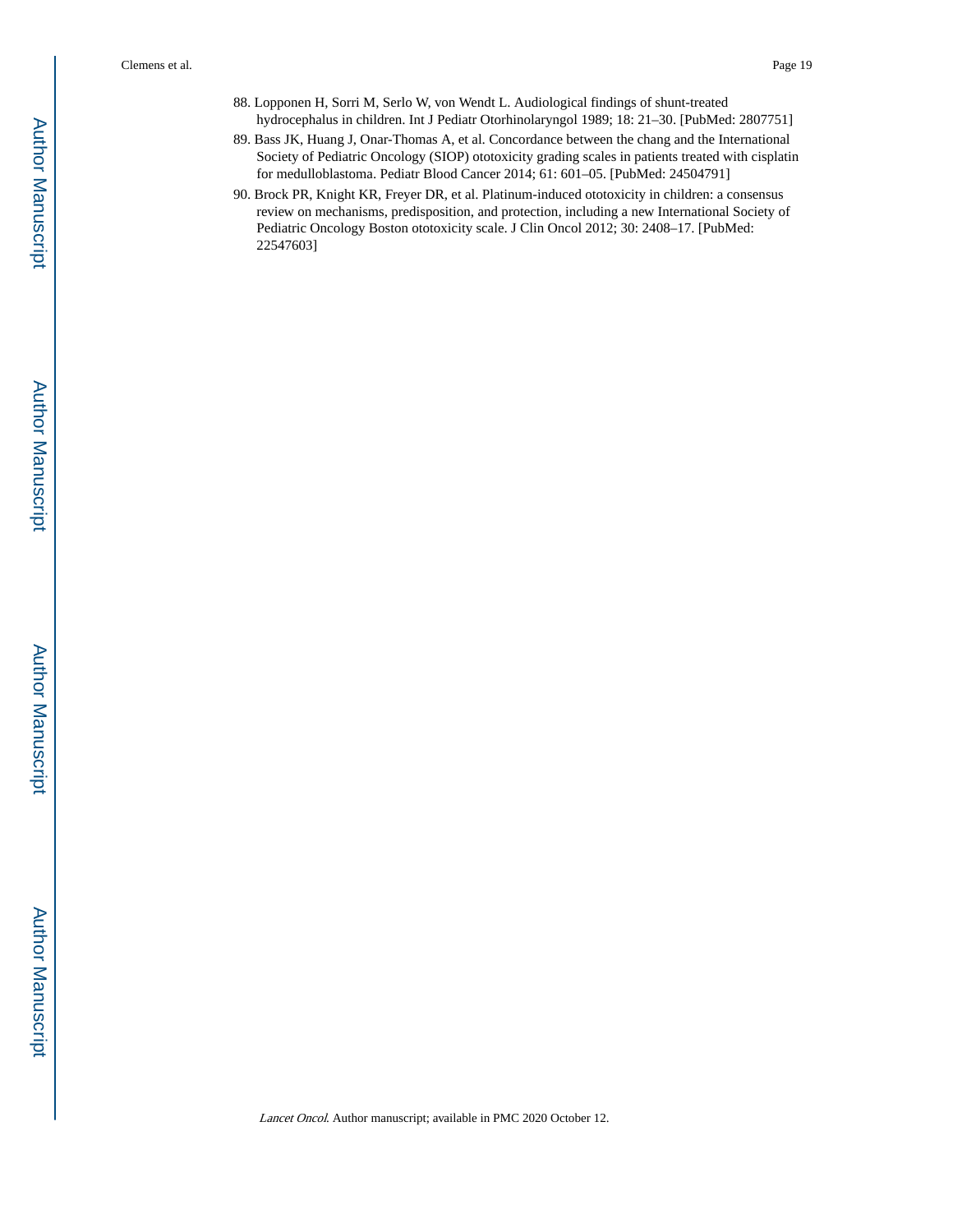88. Lopponen H, Sorri M, Serlo W, von Wendt L. Audiological findings of shunt-treated hydrocephalus in children. Int J Pediatr Otorhinolaryngol 1989; 18: 21–30. [PubMed: 2807751]
89. Bass JK, Huang J, Onar-Thomas A, et al. Concordance between the chang and the International Society of Pediatric Oncology (SIOP) ototoxicity grading scales in patients treated with cisplatin for medulloblastoma. Pediatr Blood Cancer 2014; 61: 601–05. [PubMed: 24504791]
90. Brock PR, Knight KR, Freyer DR, et al. Platinum-induced ototoxicity in children: a consensus review on mechanisms, predisposition, and protection, including a new International Society of Pediatric Oncology Boston ototoxicity scale. J Clin Oncol 2012; 30: 2408–17. [PubMed: 22547603]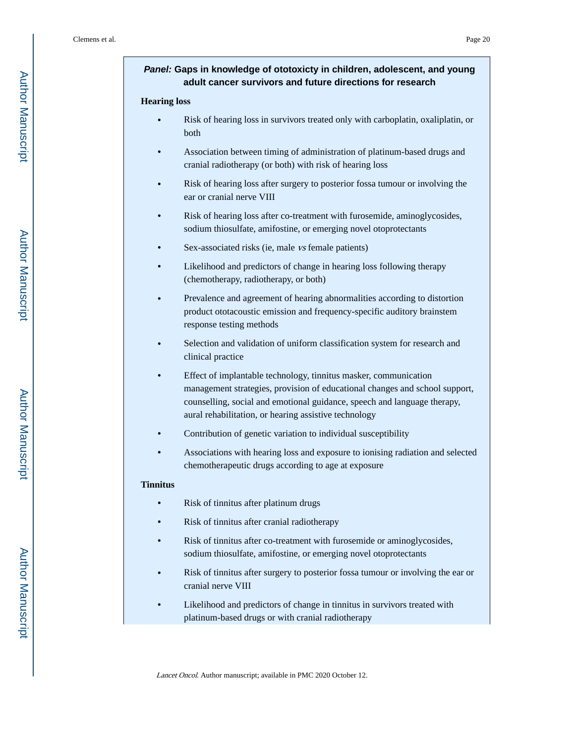### ***Panel:*** Gaps in knowledge of ototoxicty in children, adolescent, and young adult cancer survivors and future directions for research

**Hearing loss**

- Risk of hearing loss in survivors treated only with carboplatin, oxaliplatin, or both
- Association between timing of administration of platinum-based drugs and cranial radiotherapy (or both) with risk of hearing loss
- Risk of hearing loss after surgery to posterior fossa tumour or involving the ear or cranial nerve VIII
- Risk of hearing loss after co-treatment with furosemide, aminoglycosides, sodium thiosulfate, amifostine, or emerging novel otoprotectants
- Sex-associated risks (ie, male *vs* female patients)
- Likelihood and predictors of change in hearing loss following therapy (chemotherapy, radiotherapy, or both)
- Prevalence and agreement of hearing abnormalities according to distortion product ototacoustic emission and frequency-specific auditory brainstem response testing methods
- Selection and validation of uniform classification system for research and clinical practice
- Effect of implantable technology, tinnitus masker, communication management strategies, provision of educational changes and school support, counselling, social and emotional guidance, speech and language therapy, aural rehabilitation, or hearing assistive technology
- Contribution of genetic variation to individual susceptibility
- Associations with hearing loss and exposure to ionising radiation and selected chemotherapeutic drugs according to age at exposure

**Tinnitus**

- Risk of tinnitus after platinum drugs
- Risk of tinnitus after cranial radiotherapy
- Risk of tinnitus after co-treatment with furosemide or aminoglycosides, sodium thiosulfate, amifostine, or emerging novel otoprotectants
- Risk of tinnitus after surgery to posterior fossa tumour or involving the ear or cranial nerve VIII
- Likelihood and predictors of change in tinnitus in survivors treated with platinum-based drugs or with cranial radiotherapy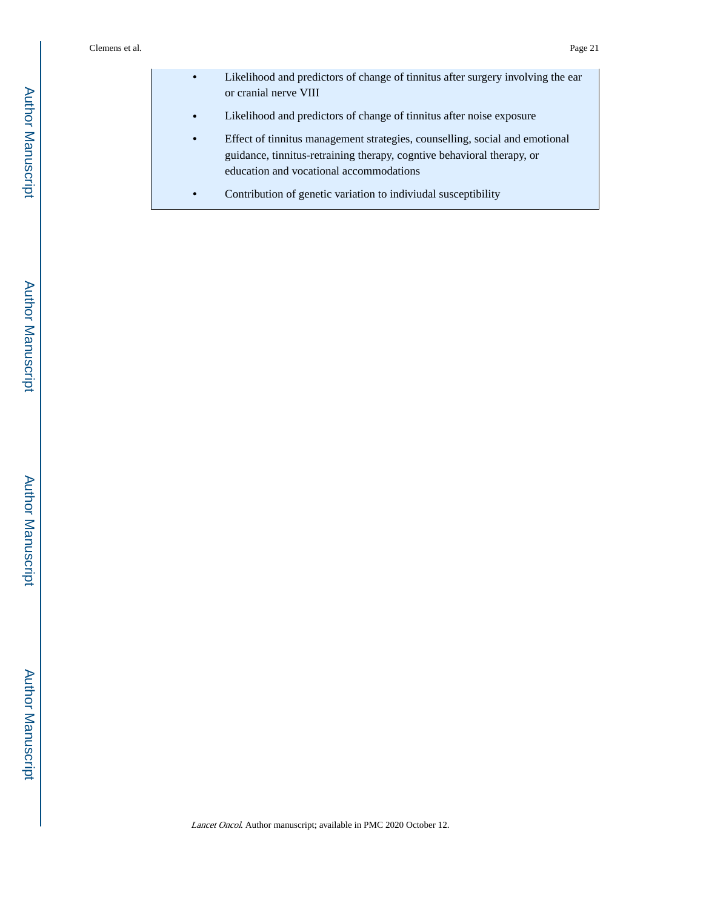- Likelihood and predictors of change of tinnitus after surgery involving the ear or cranial nerve VIII
- Likelihood and predictors of change of tinnitus after noise exposure
- Effect of tinnitus management strategies, counselling, social and emotional guidance, tinnitus-retraining therapy, cogntive behavioral therapy, or education and vocational accommodations
- Contribution of genetic variation to indiviudal susceptibility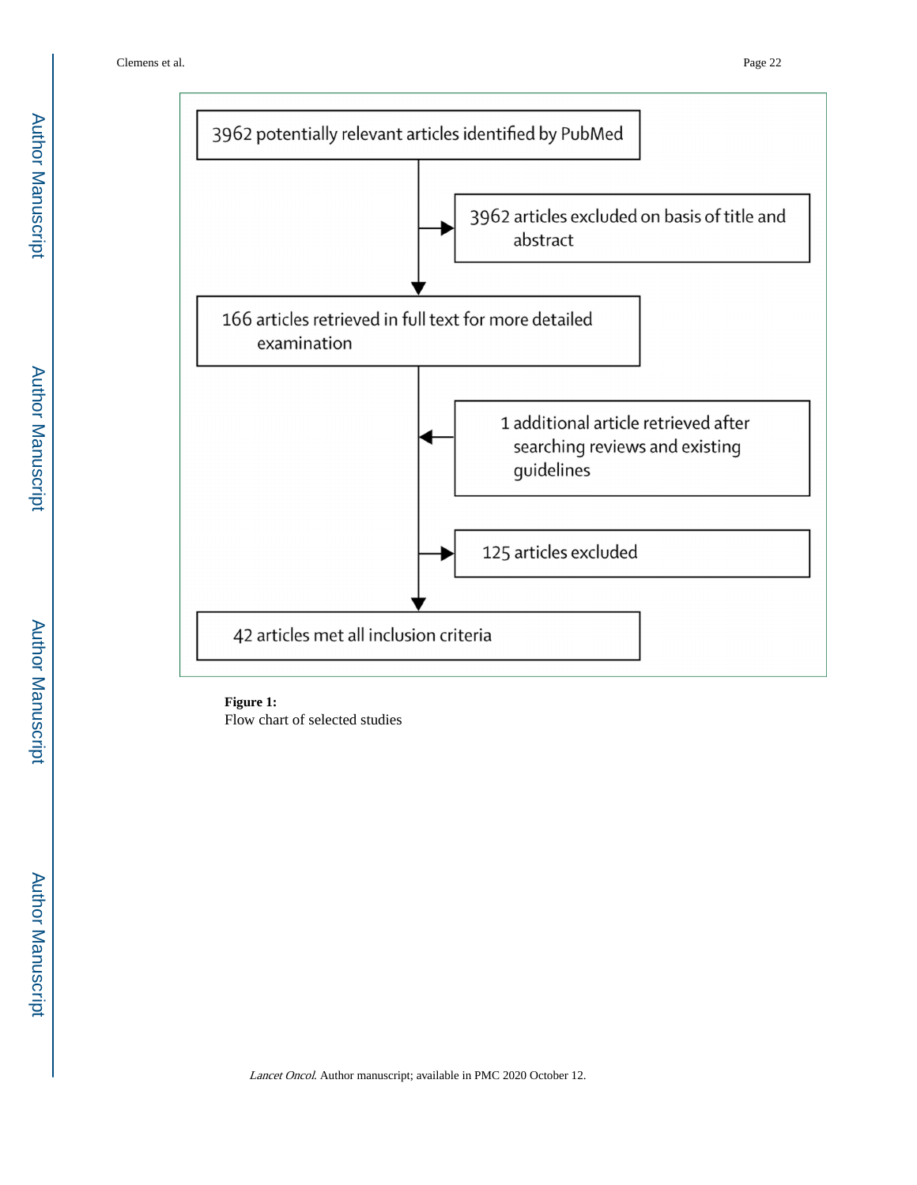3962 potentially relevant articles identified by PubMed

→ 3962 articles excluded on basis of title and abstract

166 articles retrieved in full text for more detailed examination

← 1 additional article retrieved after searching reviews and existing guidelines

→ 125 articles excluded

42 articles met all inclusion criteria

**Figure 1:**
Flow chart of selected studies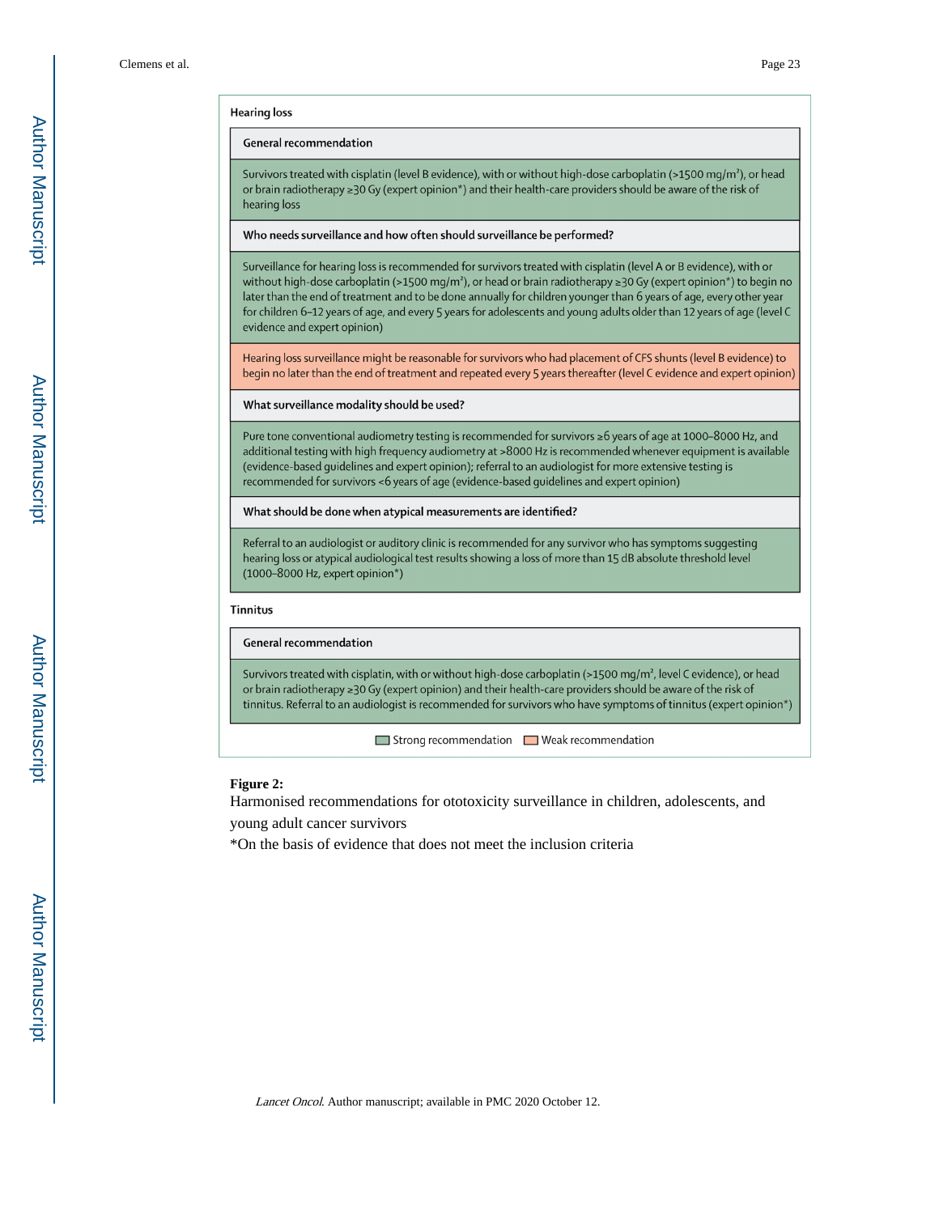### Hearing loss

**General recommendation**

Survivors treated with cisplatin (level B evidence), with or without high-dose carboplatin (>1500 mg/m²), or head or brain radiotherapy ≥30 Gy (expert opinion*) and their health-care providers should be aware of the risk of hearing loss

**Who needs surveillance and how often should surveillance be performed?**

Surveillance for hearing loss is recommended for survivors treated with cisplatin (level A or B evidence), with or without high-dose carboplatin (>1500 mg/m²), or head or brain radiotherapy ≥30 Gy (expert opinion*) to begin no later than the end of treatment and to be done annually for children younger than 6 years of age, every other year for children 6–12 years of age, and every 5 years for adolescents and young adults older than 12 years of age (level C evidence and expert opinion)

Hearing loss surveillance might be reasonable for survivors who had placement of CFS shunts (level B evidence) to begin no later than the end of treatment and repeated every 5 years thereafter (level C evidence and expert opinion)

**What surveillance modality should be used?**

Pure tone conventional audiometry testing is recommended for survivors ≥6 years of age at 1000–8000 Hz, and additional testing with high frequency audiometry at >8000 Hz is recommended whenever equipment is available (evidence-based guidelines and expert opinion); referral to an audiologist for more extensive testing is recommended for survivors <6 years of age (evidence-based guidelines and expert opinion)

**What should be done when atypical measurements are identified?**

Referral to an audiologist or auditory clinic is recommended for any survivor who has symptoms suggesting hearing loss or atypical audiological test results showing a loss of more than 15 dB absolute threshold level (1000–8000 Hz, expert opinion*)

### Tinnitus

**General recommendation**

Survivors treated with cisplatin, with or without high-dose carboplatin (>1500 mg/m², level C evidence), or head or brain radiotherapy ≥30 Gy (expert opinion) and their health-care providers should be aware of the risk of tinnitus. Referral to an audiologist is recommended for survivors who have symptoms of tinnitus (expert opinion*)

Strong recommendation (green) | Weak recommendation (orange: CFS shunt recommendation)

**Figure 2:**

Harmonised recommendations for ototoxicity surveillance in children, adolescents, and young adult cancer survivors

*On the basis of evidence that does not meet the inclusion criteria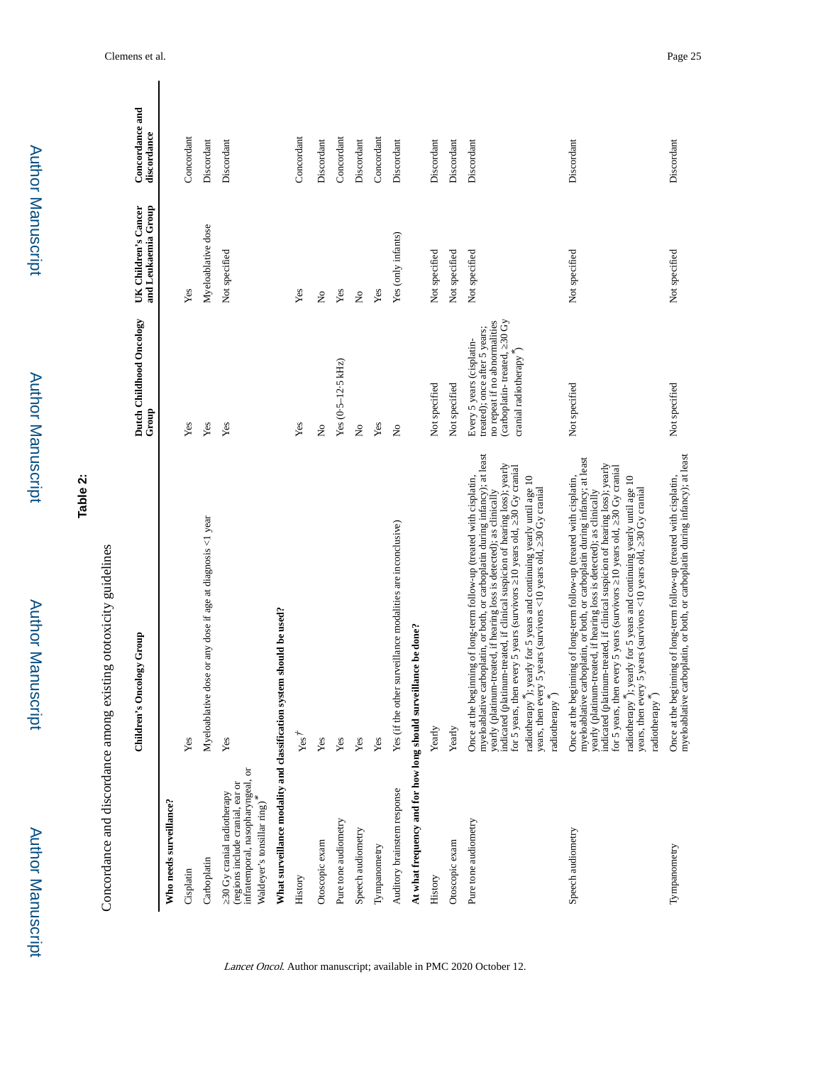**Table 2:**

Concordance and discordance among existing ototoxicity guidelines

| | Children's Oncology Group | Dutch Childhood Oncology Group | UK Children's Cancer and Leukaemia Group | Concordance and discordance |
|---|---|---|---|---|
| **Who needs surveillance?** | | | | |
| Cisplatin | Yes | Yes | Yes | Concordant |
| Carboplatin | Myeloablative dose or any dose if age at diagnosis <1 year | Yes | Myeloablative dose | Discordant |
| ≥30 Gy cranial radiotherapy (regions include cranial, ear or infratemporal, nasopharyngeal, or Waldeyer's tonsillar ring)* | Yes | Yes | Not specified | Discordant |
| **What surveillance modality and classification system should be used?** | | | | |
| History | Yes† | Yes | Yes | Concordant |
| Otoscopic exam | Yes | No | No | Discordant |
| Pure tone audiometry | Yes | Yes (0·5–12·5 kHz) | Yes | Concordant |
| Speech audiometry | Yes | No | No | Discordant |
| Tympanometry | Yes | Yes | Yes | Concordant |
| Auditory brainstem response | Yes (if the other surveillance modalities are inconclusive) | No | Yes (only infants) | Discordant |
| **At what frequency and for how long should surveillance be done?** | | | | |
| History | Yearly | Not specified | Not specified | Discordant |
| Otoscopic exam | Yearly | Not specified | Not specified | Discordant |
| Pure tone audiometry | Once at the beginning of long-term follow-up (treated with cisplatin, myeloablative carboplatin, or both, or carboplatin during infancy); at least yearly (platinum-treated, if hearing loss is detected); as clinically indicated (platinum-treated, if clinical suspicion of hearing loss); yearly for 5 years, then every 5 years (survivors ≥10 years old, ≥30 Gy cranial radiotherapy*); yearly for 5 years and continuing yearly until age 10 years, then every 5 years (survivors <10 years old, ≥30 Gy cranial radiotherapy*) | Every 5 years (cisplatin-treated); once after 5 years; no repeat if no abnormalities (carboplatin- treated, ≥30 Gy cranial radiotherapy*) | Not specified | Discordant |
| Speech audiometry | Once at the beginning of long-term follow-up (treated with cisplatin, myeloablative carboplatin, or both, or carboplatin during infancy; at least yearly (platinum-treated, if hearing loss is detected); as clinically indicated (platinum-treated, if clinical suspicion of hearing loss); yearly for 5 years, then every 5 years (survivors ≥10 years old, ≥30 Gy cranial radiotherapy*); yearly for 5 years and continuing yearly until age 10 years, then every 5 years (survivors <10 years old, ≥30 Gy cranial radiotherapy*) | Not specified | Not specified | Discordant |
| Tympanometry | Once at the beginning of long-term follow-up (treated with cisplatin, myeloablative carboplatin, or both, or carboplatin during infancy); at least | Not specified | Not specified | Discordant |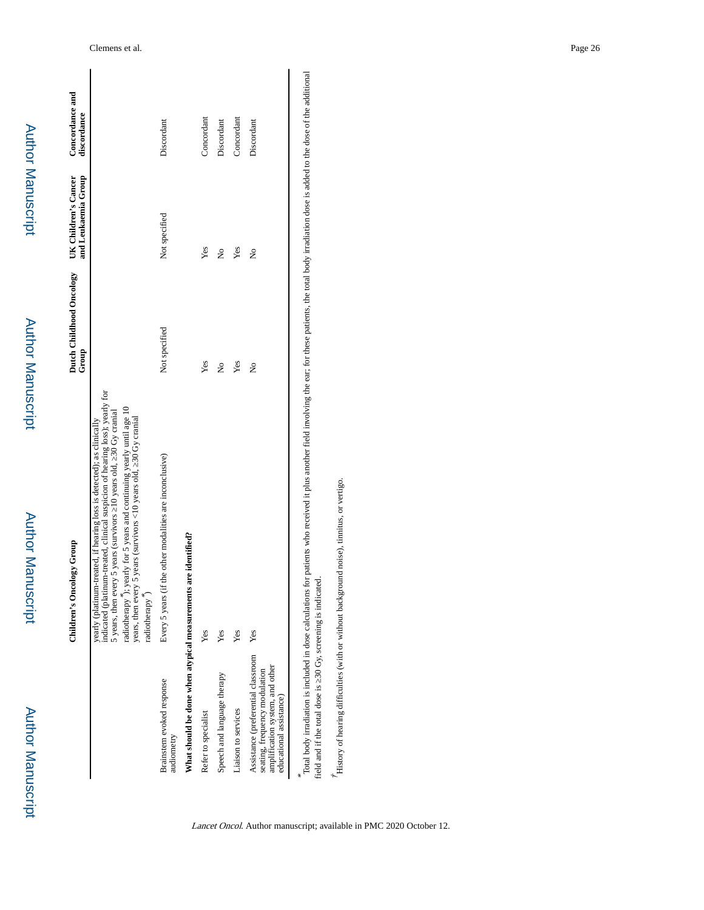| | Children's Oncology Group | Dutch Childhood Oncology Group | UK Children's Cancer and Leukaemia Group | Concordance and discordance |
|---|---|---|---|---|
| | yearly (platinum-treated, if hearing loss is detected); as clinically indicated (platinum-treated, clinical suspicion of hearing loss); yearly for 5 years, then every 5 years (survivors ≥10 years old, ≥30 Gy cranial radiotherapy*); yearly for 5 years and continuing yearly until age 10 years, then every 5 years (survivors <10 years old, ≥30 Gy cranial radiotherapy*) | | | |
| Brainstem evoked response audiometry | Every 5 years (if the other modalities are inconclusive) | Not specified | Not specified | Discordant |
| **What should be done when atypical measurements are identified?** | | | | |
| Refer to specialist | Yes | Yes | Yes | Concordant |
| Speech and language therapy | Yes | No | No | Discordant |
| Liaison to services | Yes | Yes | Yes | Concordant |
| Assistance (preferential classroom seating, frequency modulation amplification system, and other educational assistance) | Yes | No | No | Discordant |

*Total body irradiation is included in dose calculations for patients who received it plus another field involving the ear; for these patients, the total body irradiation dose is added to the dose of the additional field and if the total dose is ≥30 Gy, screening is indicated.

†History of hearing difficulties (with or without background noise), tinnitus, or vertigo.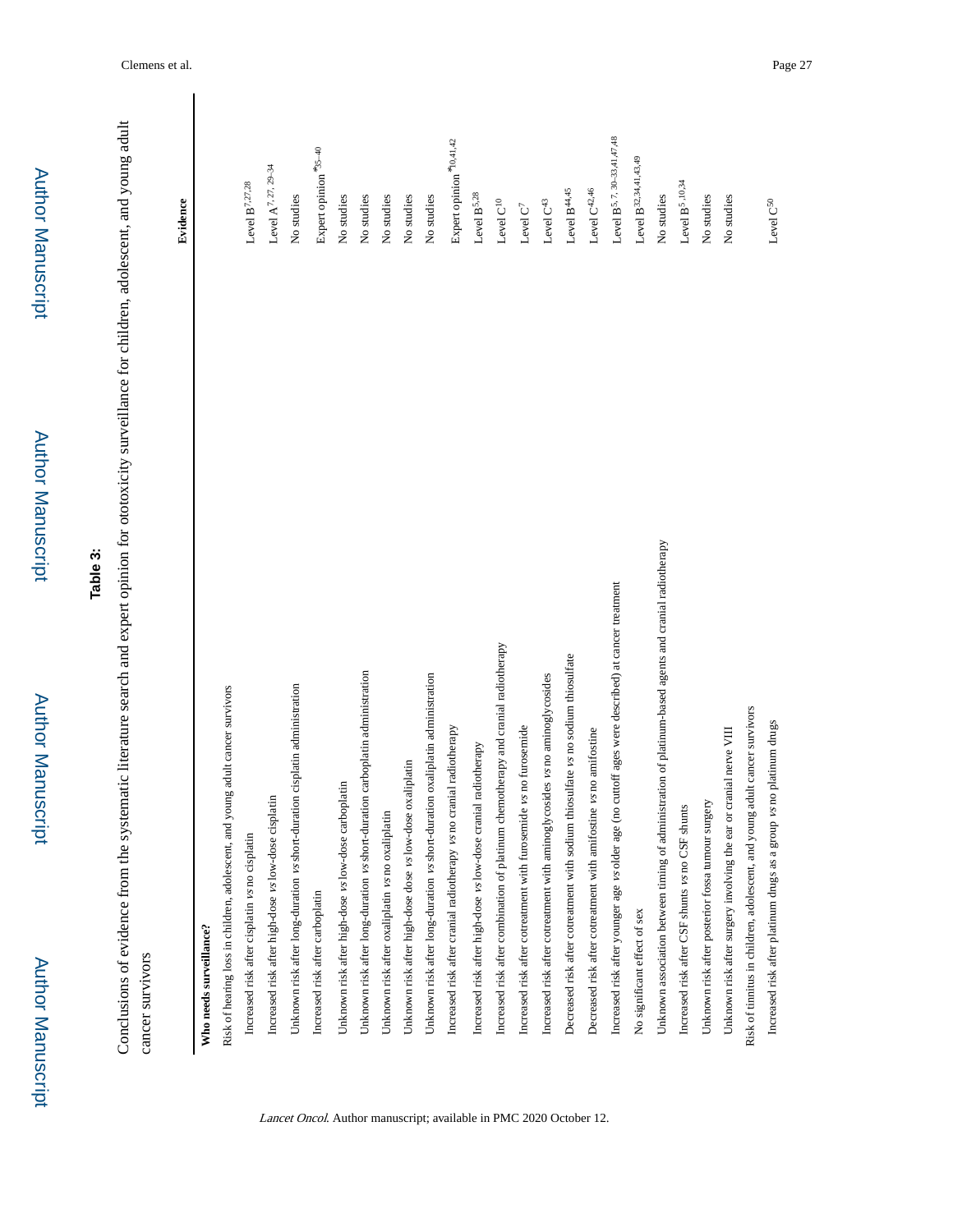**Table 3:**

Conclusions of evidence from the systematic literature search and expert opinion for ototoxicity surveillance for children, adolescent, and young adult cancer survivors

| | Evidence |
|---|---|
| **Who needs surveillance?** | |
| Risk of hearing loss in children, adolescent, and young adult cancer survivors | |
| Increased risk after cisplatin *vs* no cisplatin | Level B[7,27,28] |
| Increased risk after high-dose *vs* low-dose cisplatin | Level A[7, 27, 29–34] |
| Unknown risk after long-duration *vs* short-duration cisplatin administration | No studies |
| Increased risk after carboplatin | Expert opinion *[35–40] |
| Unknown risk after high-dose *vs* low-dose carboplatin | No studies |
| Unknown risk after long-duration *vs* short-duration carboplatin administration | No studies |
| Unknown risk after oxaliplatin *vs* no oxaliplatin | No studies |
| Unknown risk after high-dose dose *vs* low-dose oxaliplatin | No studies |
| Unknown risk after long-duration *vs* short-duration oxaliplatin administration | No studies |
| Increased risk after cranial radiotherapy *vs* no cranial radiotherapy | Expert opinion *[10,41,42] |
| Increased risk after high-dose *vs* low-dose cranial radiotherapy | Level B[5,28] |
| Increased risk after combination of platinum chemotherapy and cranial radiotherapy | Level C[10] |
| Increased risk after cotreatment with furosemide *vs* no furosemide | Level C[7] |
| Increased risk after cotreatment with aminoglycosides *vs* no aminoglycosides | Level C[43] |
| Decreased risk after cotreatment with sodium thiosulfate *vs* no sodium thiosulfate | Level B[44,45] |
| Decreased risk after cotreatment with amifostine *vs* no amifostine | Level C[42,46] |
| Increased risk after younger age *vs* older age (no cutoff ages were described) at cancer treatment | Level B[5, 7, 30–33,41,47,48] |
| No significant effect of sex | Level B[32,34,41,43,49] |
| Unknown association between timing of administration of platinum-based agents and cranial radiotherapy | No studies |
| Increased risk after CSF shunts *vs* no CSF shunts | Level B[5,10,34] |
| Unknown risk after posterior fossa tumour surgery | No studies |
| Unknown risk after surgery involving the ear or cranial nerve VIII | No studies |
| Risk of tinnitus in children, adolescent, and young adult cancer survivors | |
| Increased risk after platinum drugs as a group *vs* no platinum drugs | Level C[50] |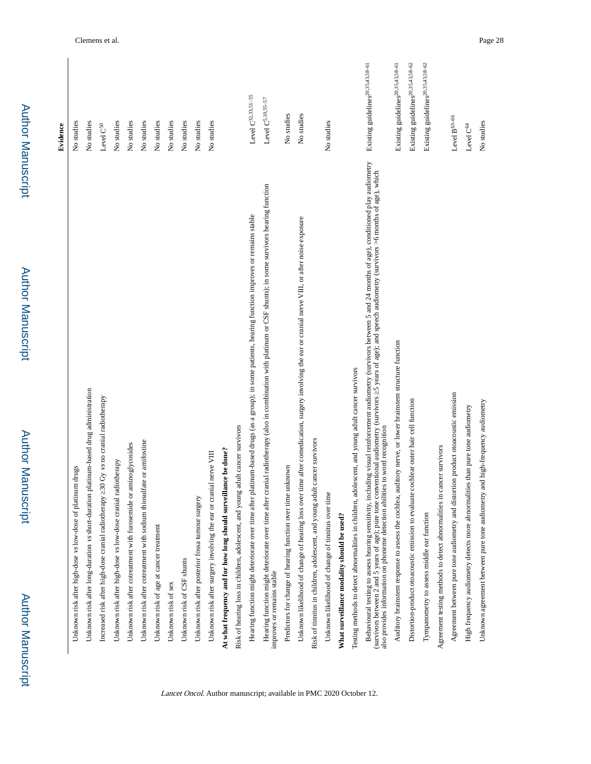| | Evidence |
|---|---|
| Unknown risk after high-dose *vs* low-dose of platinum drugs | No studies |
| Unknown risk after long-duration *vs* short-duration platinum-based drug administration | No studies |
| Increased risk after high-dose cranial radiotherapy ≥30 Gy *vs* no cranial radiotherapy | Level C[50] |
| Unknown risk after high-dose *vs* low-dose cranial radiotherapy | No studies |
| Unknown risk after cotreatment with furosemide or aminoglycosides | No studies |
| Unknown risk after cotreatment with sodium thiosulfate or amifostine | No studies |
| Unknown risk of age at cancer treatment | No studies |
| Unknown risk of sex | No studies |
| Unknown risk of CSF shunts | No studies |
| Unknown risk after posterior fossa tumour surgery | No studies |
| Unknown risk after surgery involving the ear or cranial nerve VIII | No studies |
| **At what frequency and for how long should surveillance be done?** | |
| Risk of hearing loss in children, adolescent, and young adult cancer survivors | |
| Hearing function might deteriorate over time after platinum-based drugs (as a group); in some patients, hearing function improves or remains stable | Level C[32,33,51–55] |
| Hearing function might deteriorate over time after cranial radiotherapy (also in combination with platinum or CSF shunts); in some survivors hearing function improves or remains stable | Level C[5,10,55–57] |
| Predictors for change of hearing function over time unknown | No studies |
| Unknown likelihood of change of hearing loss over time after comedication, surgery involving the ear or cranial nerve VIII, or after noise exposure | No studies |
| Risk of tinnitus in children, adolescent, and young adult cancer survivors | |
| Unknown likelihood of change of tinnitus over time | No studies |
| **What surveillance modality should be used?** | |
| Testing methods to detect abnormalities in children, adolescent, and young adult cancer survivors | |
| Behavioural testing to assess hearing sensitivity, including visual reinforcement audiometry (survivors between 5 and 24 months of age), conditioned play audiometry (survivors between 2 and 5 years of age); pure tone conventional audiometry (survivors ≥5 years of age); and speech audiometry (survivors >6 months of age), which also provides information on phoneme detection abilities to word recognition | Existing guidelines[20,35,43,58–61] |
| Auditory brainstem response to assess the cochlea, auditory nerve, or lower brainstem structure function | Existing guidelines[20,35,43,58–61] |
| Distortion-product otoacoustic emission to evaluate cochlear outer hair cell function | Existing guidelines[20,35,43,58–62] |
| Tympanometry to assess middle ear function | Existing guidelines[20,35,43,58–62] |
| Agreement testing methods to detect abnormalities in cancer survivors | |
| Agreement between pure tone audiometry and distortion product otoacoustic emission | Level B[63–66] |
| High frequency audiometry detects more abnormalities than pure tone audiometry | Level C[64] |
| Unknown agreement between pure tone audiometry and high-frequency audiometry | No studies |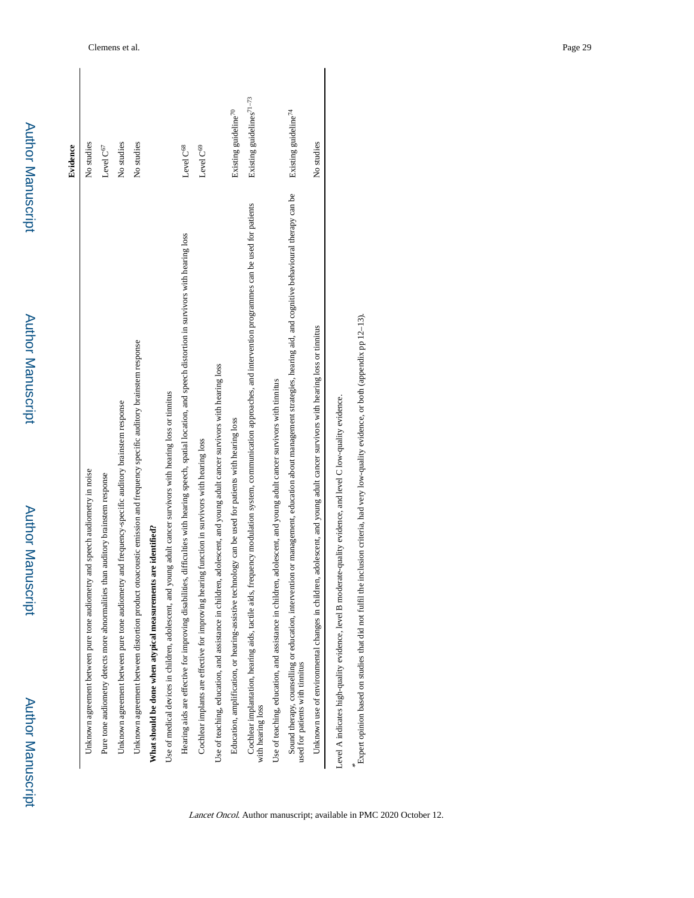| | Evidence |
|---|---|
| Unknown agreement between pure tone audiometry and speech audiometry in noise | No studies |
| Pure tone audiometry detects more abnormalities than auditory brainstem response | Level C[67] |
| Unknown agreement between pure tone audiometry and frequency-specific auditory brainstem response | No studies |
| Unknown agreement between distortion product otoacoustic emission and frequency specific auditory brainstem response | No studies |
| **What should be done when atypical measurements are identified?** | |
| Use of medical devices in children, adolescent, and young adult cancer survivors with hearing loss or tinnitus | |
| Hearing aids are effective for improving disabilities, difficulties with hearing speech, spatial location, and speech distortion in survivors with hearing loss | Level C[68] |
| Cochlear implants are effective for improving hearing function in survivors with hearing loss | Level C[69] |
| Use of teaching, education, and assistance in children, adolescent, and young adult cancer survivors with hearing loss | |
| Education, amplification, or hearing-assistive technology can be used for patients with hearing loss | Existing guideline[70] |
| Cochlear implantation, hearing aids, tactile aids, frequency modulation system, communication approaches, and intervention programmes can be used for patients with hearing loss | Existing guidelines[71–73] |
| Use of teaching, education, and assistance in children, adolescent, and young adult cancer survivors with tinnitus | |
| Sound therapy, counselling or education, intervention or management, education about management strategies, hearing aid, and cognitive behavioural therapy can be used for patients with tinnitus | Existing guideline[74] |
| Unknown use of environmental changes in children, adolescent, and young adult cancer survivors with hearing loss or tinnitus | No studies |

Level A indicates high-quality evidence, level B moderate-quality evidence, and level C low-quality evidence.

*Expert opinion based on studies that did not fulfil the inclusion criteria, had very low-quality evidence, or both (appendix pp 12–13).